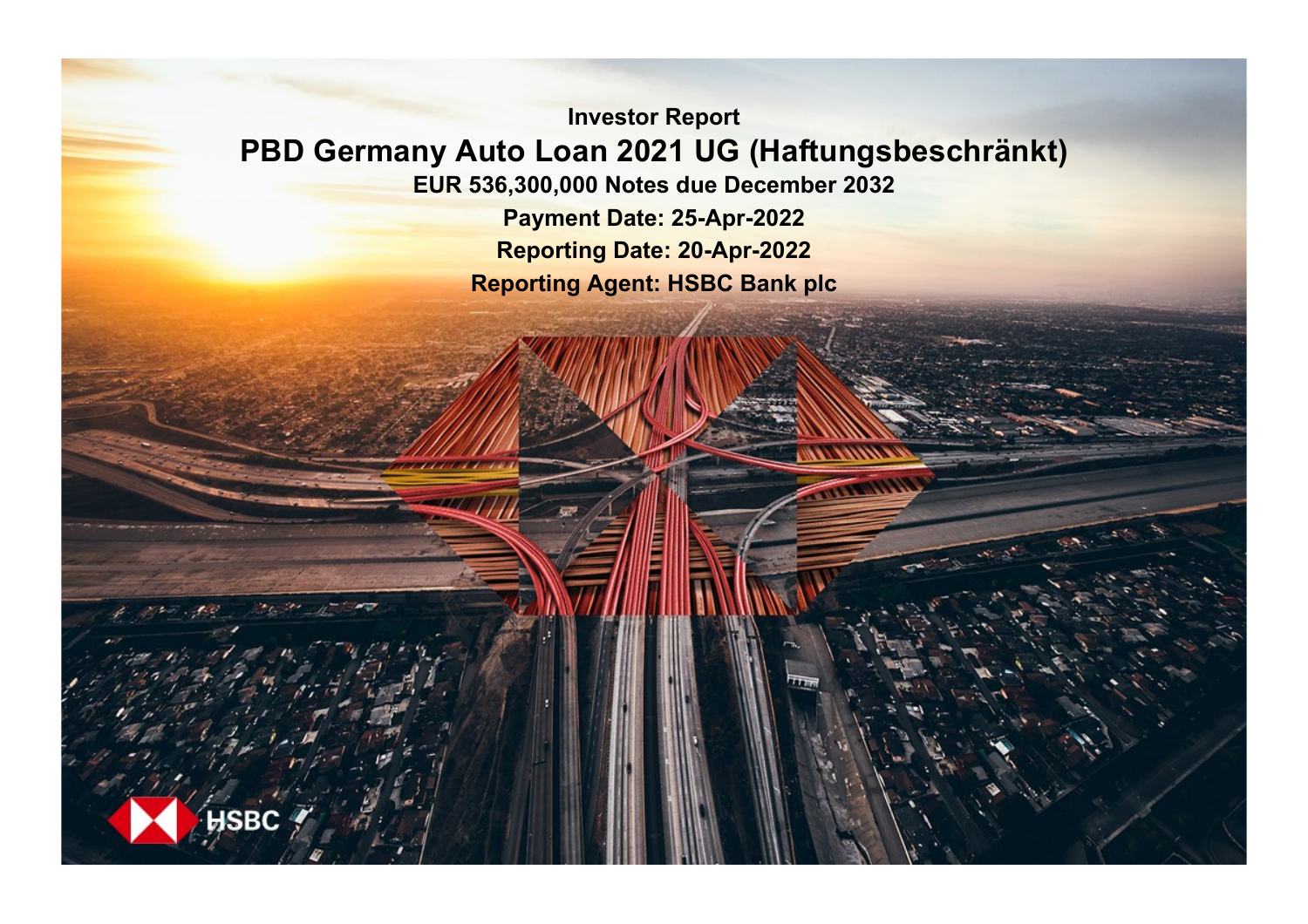Investor Report

# PBD Germany Auto Loan 2021 UG (Haftungsbeschränkt)

**EUR 536,300,000 Notes due December 2032**

**Payment Date: 25-Apr-2022**

**Reporting Date: 20-Apr-2022**

**Reporting Agent: HSBC Bank plc**

HSBC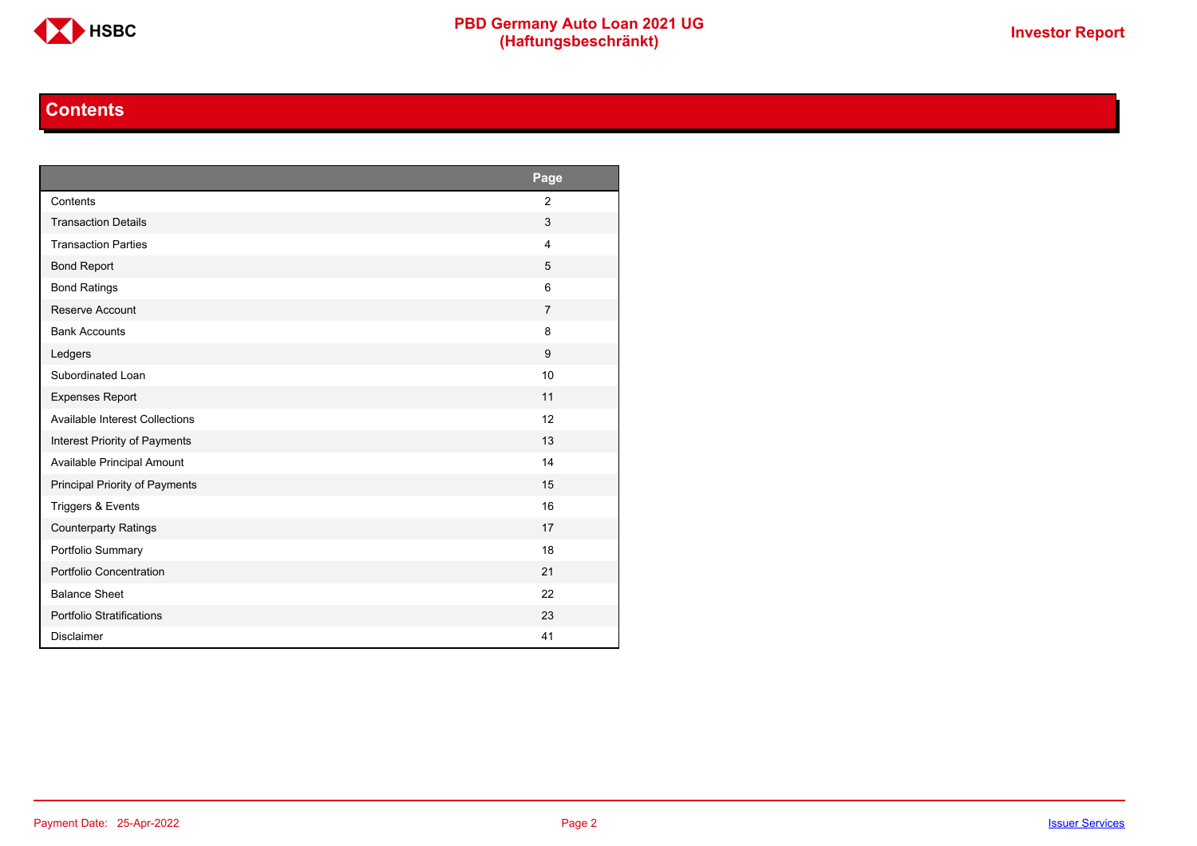# Contents

| | Page |
|---|---|
| Contents | 2 |
| Transaction Details | 3 |
| Transaction Parties | 4 |
| Bond Report | 5 |
| Bond Ratings | 6 |
| Reserve Account | 7 |
| Bank Accounts | 8 |
| Ledgers | 9 |
| Subordinated Loan | 10 |
| Expenses Report | 11 |
| Available Interest Collections | 12 |
| Interest Priority of Payments | 13 |
| Available Principal Amount | 14 |
| Principal Priority of Payments | 15 |
| Triggers & Events | 16 |
| Counterparty Ratings | 17 |
| Portfolio Summary | 18 |
| Portfolio Concentration | 21 |
| Balance Sheet | 22 |
| Portfolio Stratifications | 23 |
| Disclaimer | 41 |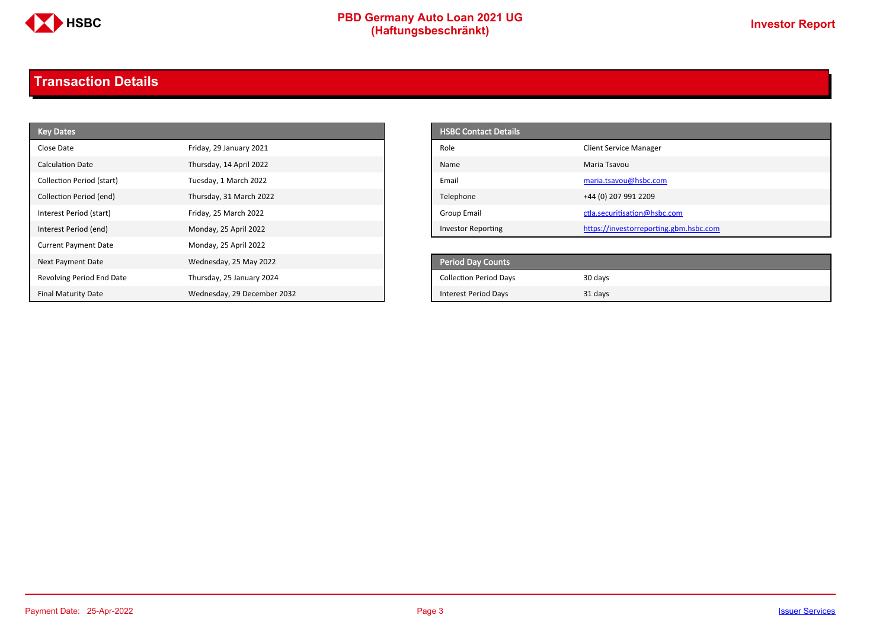## Transaction Details

| Key Dates | |
|---|---|
| Close Date | Friday, 29 January 2021 |
| Calculation Date | Thursday, 14 April 2022 |
| Collection Period (start) | Tuesday, 1 March 2022 |
| Collection Period (end) | Thursday, 31 March 2022 |
| Interest Period (start) | Friday, 25 March 2022 |
| Interest Period (end) | Monday, 25 April 2022 |
| Current Payment Date | Monday, 25 April 2022 |
| Next Payment Date | Wednesday, 25 May 2022 |
| Revolving Period End Date | Thursday, 25 January 2024 |
| Final Maturity Date | Wednesday, 29 December 2032 |

| HSBC Contact Details | |
|---|---|
| Role | Client Service Manager |
| Name | Maria Tsavou |
| Email | maria.tsavou@hsbc.com |
| Telephone | +44 (0) 207 991 2209 |
| Group Email | ctla.securitisation@hsbc.com |
| Investor Reporting | https://investorreporting.gbm.hsbc.com |

| Period Day Counts | |
|---|---|
| Collection Period Days | 30 days |
| Interest Period Days | 31 days |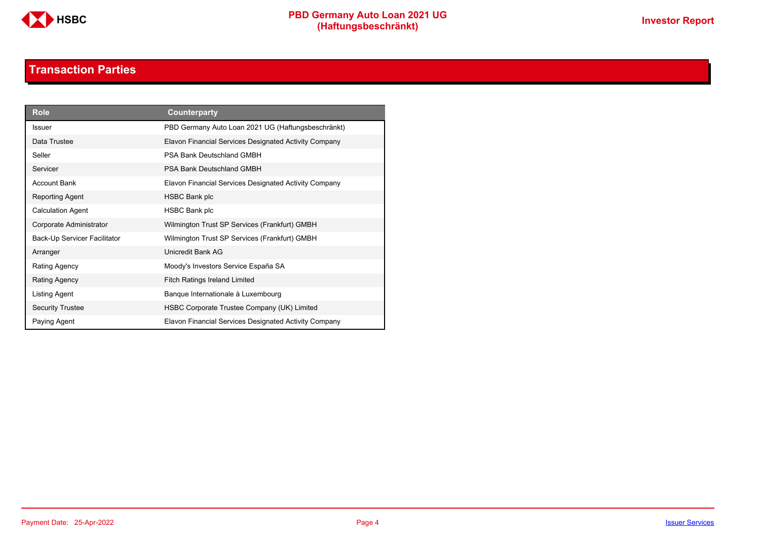## Transaction Parties

| Role | Counterparty |
|---|---|
| Issuer | PBD Germany Auto Loan 2021 UG (Haftungsbeschränkt) |
| Data Trustee | Elavon Financial Services Designated Activity Company |
| Seller | PSA Bank Deutschland GMBH |
| Servicer | PSA Bank Deutschland GMBH |
| Account Bank | Elavon Financial Services Designated Activity Company |
| Reporting Agent | HSBC Bank plc |
| Calculation Agent | HSBC Bank plc |
| Corporate Administrator | Wilmington Trust SP Services (Frankfurt) GMBH |
| Back-Up Servicer Facilitator | Wilmington Trust SP Services (Frankfurt) GMBH |
| Arranger | Unicredit Bank AG |
| Rating Agency | Moody's Investors Service España SA |
| Rating Agency | Fitch Ratings Ireland Limited |
| Listing Agent | Banque Internationale à Luxembourg |
| Security Trustee | HSBC Corporate Trustee Company (UK) Limited |
| Paying Agent | Elavon Financial Services Designated Activity Company |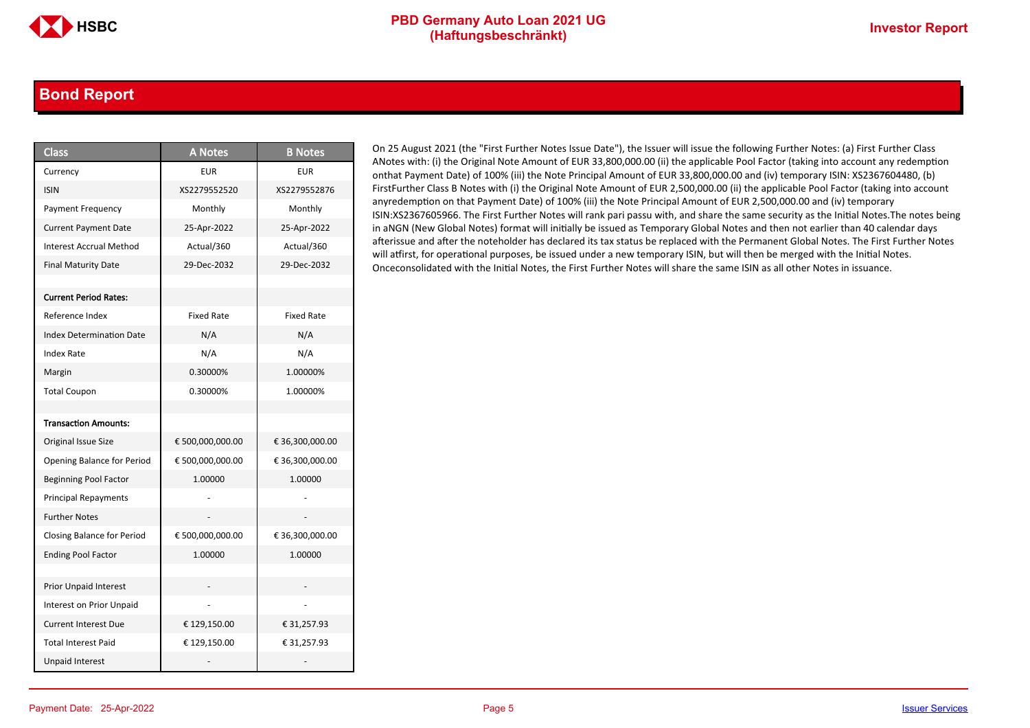## Bond Report

| Class | A Notes | B Notes |
|---|---|---|
| Currency | EUR | EUR |
| ISIN | XS2279552520 | XS2279552876 |
| Payment Frequency | Monthly | Monthly |
| Current Payment Date | 25-Apr-2022 | 25-Apr-2022 |
| Interest Accrual Method | Actual/360 | Actual/360 |
| Final Maturity Date | 29-Dec-2032 | 29-Dec-2032 |
| | | |
| **Current Period Rates:** | | |
| Reference Index | Fixed Rate | Fixed Rate |
| Index Determination Date | N/A | N/A |
| Index Rate | N/A | N/A |
| Margin | 0.30000% | 1.00000% |
| Total Coupon | 0.30000% | 1.00000% |
| | | |
| **Transaction Amounts:** | | |
| Original Issue Size | € 500,000,000.00 | € 36,300,000.00 |
| Opening Balance for Period | € 500,000,000.00 | € 36,300,000.00 |
| Beginning Pool Factor | 1.00000 | 1.00000 |
| Principal Repayments | - | - |
| Further Notes | - | - |
| Closing Balance for Period | € 500,000,000.00 | € 36,300,000.00 |
| Ending Pool Factor | 1.00000 | 1.00000 |
| | | |
| Prior Unpaid Interest | - | - |
| Interest on Prior Unpaid | - | - |
| Current Interest Due | € 129,150.00 | € 31,257.93 |
| Total Interest Paid | € 129,150.00 | € 31,257.93 |
| Unpaid Interest | - | - |

On 25 August 2021 (the "First Further Notes Issue Date"), the Issuer will issue the following Further Notes: (a) First Further Class ANotes with: (i) the Original Note Amount of EUR 33,800,000.00 (ii) the applicable Pool Factor (taking into account any redemption onthat Payment Date) of 100% (iii) the Note Principal Amount of EUR 33,800,000.00 and (iv) temporary ISIN: XS2367604480, (b) FirstFurther Class B Notes with (i) the Original Note Amount of EUR 2,500,000.00 (ii) the applicable Pool Factor (taking into account anyredemption on that Payment Date) of 100% (iii) the Note Principal Amount of EUR 2,500,000.00 and (iv) temporary ISIN:XS2367605966. The First Further Notes will rank pari passu with, and share the same security as the Initial Notes.The notes being in aNGN (New Global Notes) format will initially be issued as Temporary Global Notes and then not earlier than 40 calendar days afterissue and after the noteholder has declared its tax status be replaced with the Permanent Global Notes. The First Further Notes will atfirst, for operational purposes, be issued under a new temporary ISIN, but will then be merged with the Initial Notes. Onceconsolidated with the Initial Notes, the First Further Notes will share the same ISIN as all other Notes in issuance.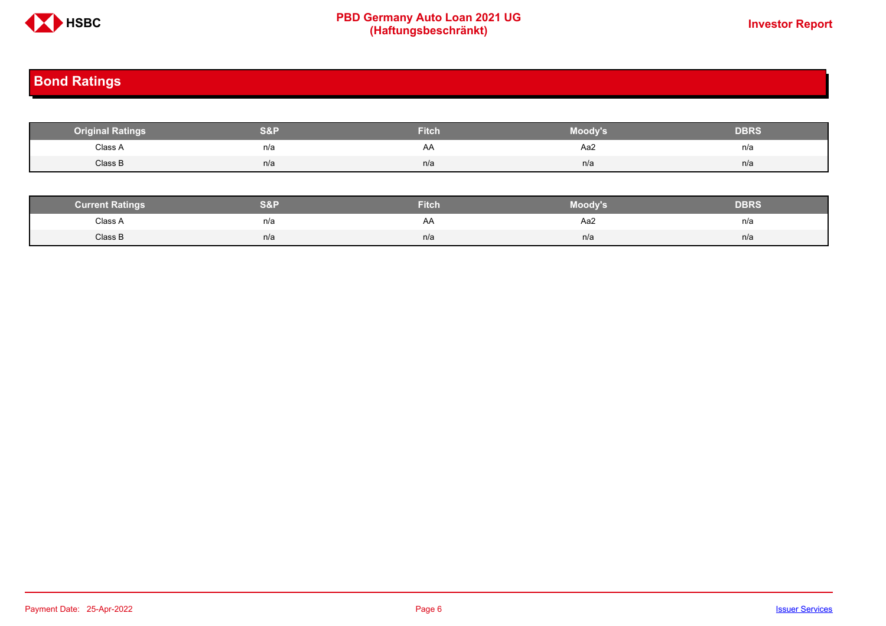## Bond Ratings

| Original Ratings | S&P | Fitch | Moody's | DBRS |
|---|---|---|---|---|
| Class A | n/a | AA | Aa2 | n/a |
| Class B | n/a | n/a | n/a | n/a |

| Current Ratings | S&P | Fitch | Moody's | DBRS |
|---|---|---|---|---|
| Class A | n/a | AA | Aa2 | n/a |
| Class B | n/a | n/a | n/a | n/a |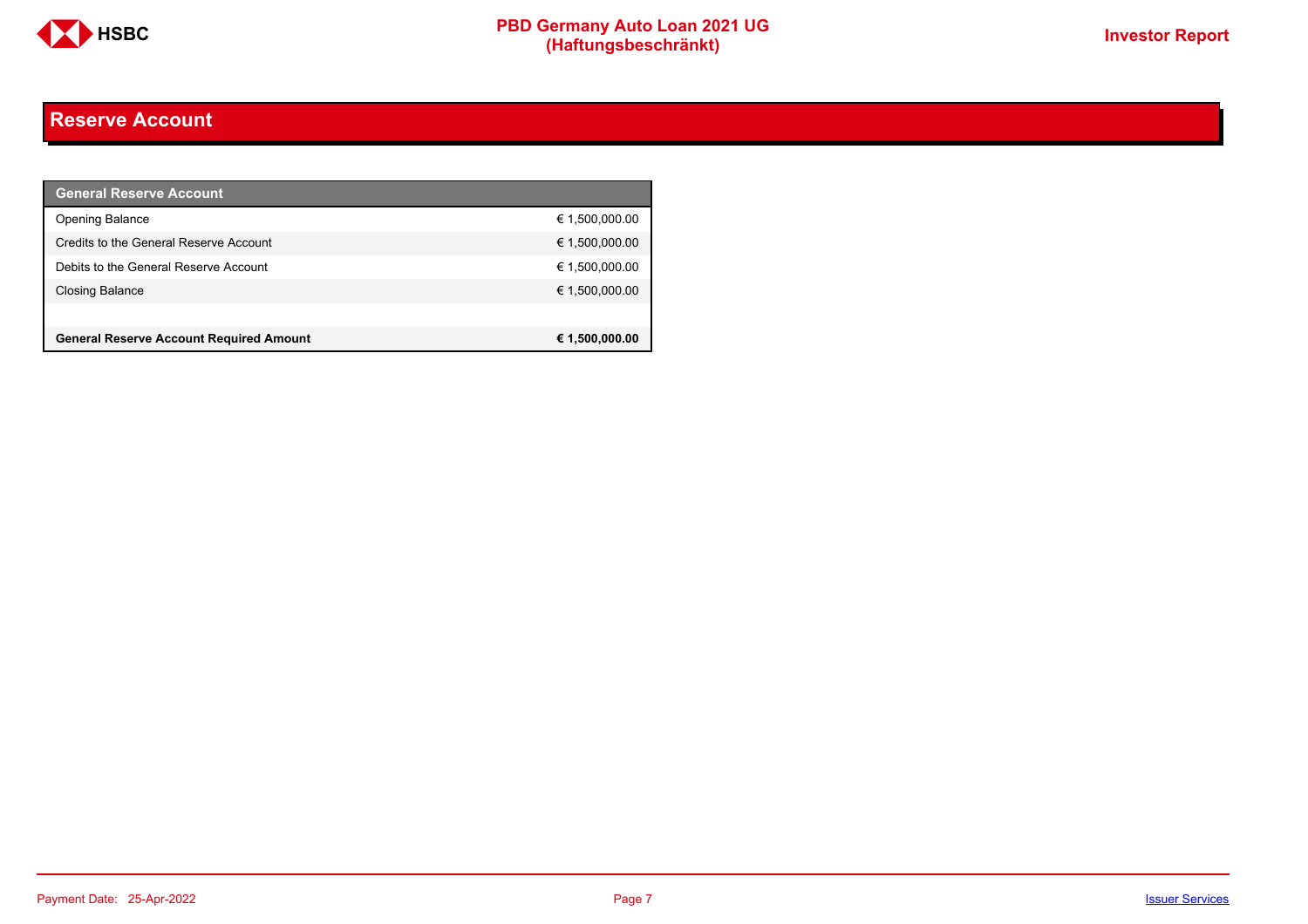## Reserve Account

| General Reserve Account | |
|---|---|
| Opening Balance | € 1,500,000.00 |
| Credits to the General Reserve Account | € 1,500,000.00 |
| Debits to the General Reserve Account | € 1,500,000.00 |
| Closing Balance | € 1,500,000.00 |
| | |
| **General Reserve Account Required Amount** | **€ 1,500,000.00** |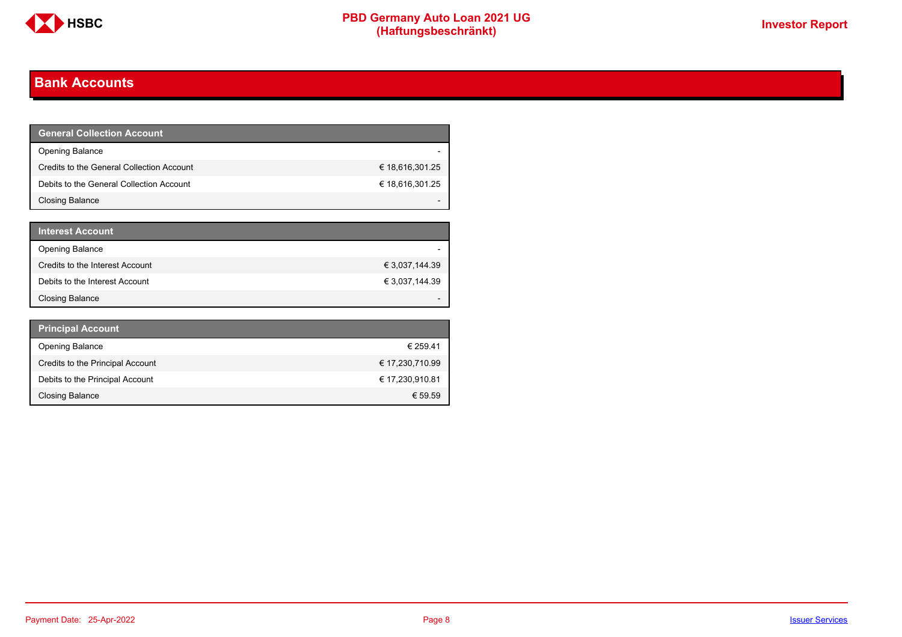## Bank Accounts

| General Collection Account | |
|---|---|
| Opening Balance | - |
| Credits to the General Collection Account | € 18,616,301.25 |
| Debits to the General Collection Account | € 18,616,301.25 |
| Closing Balance | - |

| Interest Account | |
|---|---|
| Opening Balance | - |
| Credits to the Interest Account | € 3,037,144.39 |
| Debits to the Interest Account | € 3,037,144.39 |
| Closing Balance | - |

| Principal Account | |
|---|---|
| Opening Balance | € 259.41 |
| Credits to the Principal Account | € 17,230,710.99 |
| Debits to the Principal Account | € 17,230,910.81 |
| Closing Balance | € 59.59 |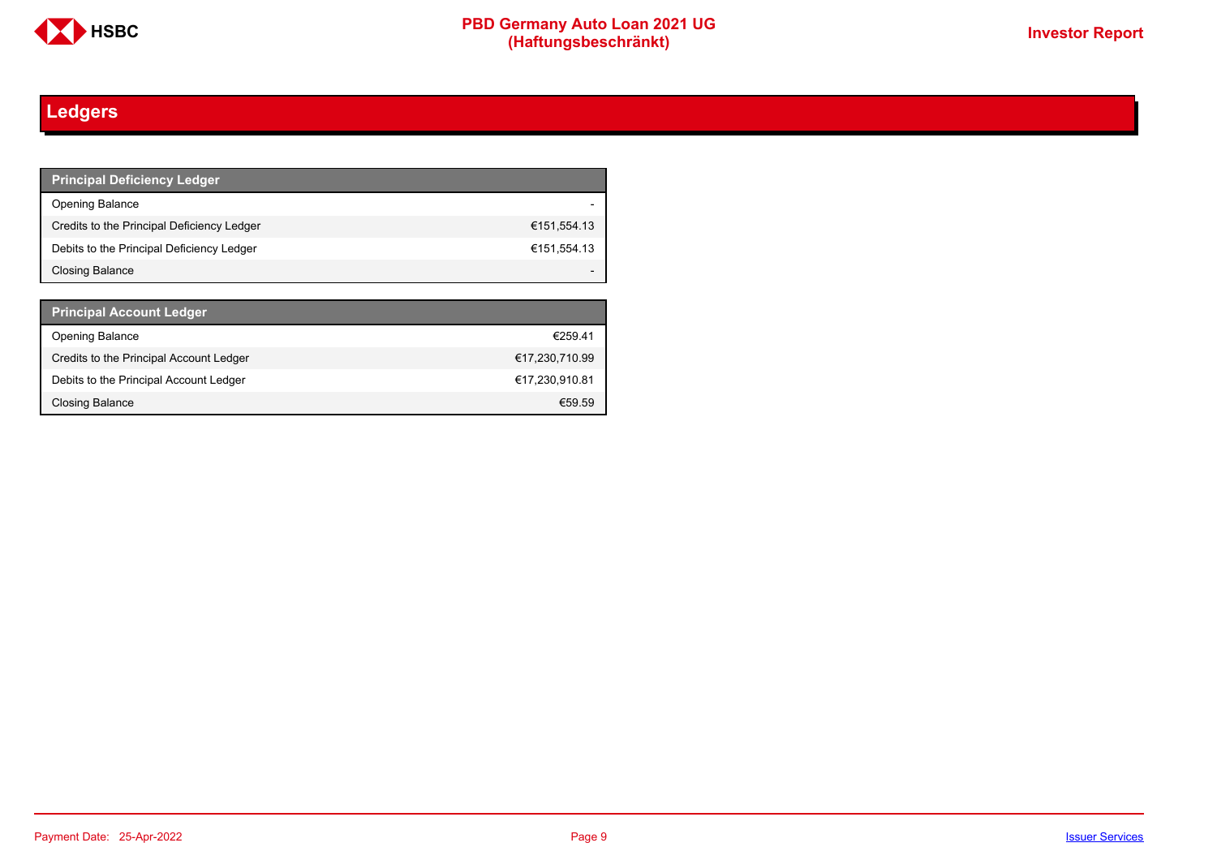# Ledgers

| Principal Deficiency Ledger | |
|---|---|
| Opening Balance | - |
| Credits to the Principal Deficiency Ledger | €151,554.13 |
| Debits to the Principal Deficiency Ledger | €151,554.13 |
| Closing Balance | - |

| Principal Account Ledger | |
|---|---|
| Opening Balance | €259.41 |
| Credits to the Principal Account Ledger | €17,230,710.99 |
| Debits to the Principal Account Ledger | €17,230,910.81 |
| Closing Balance | €59.59 |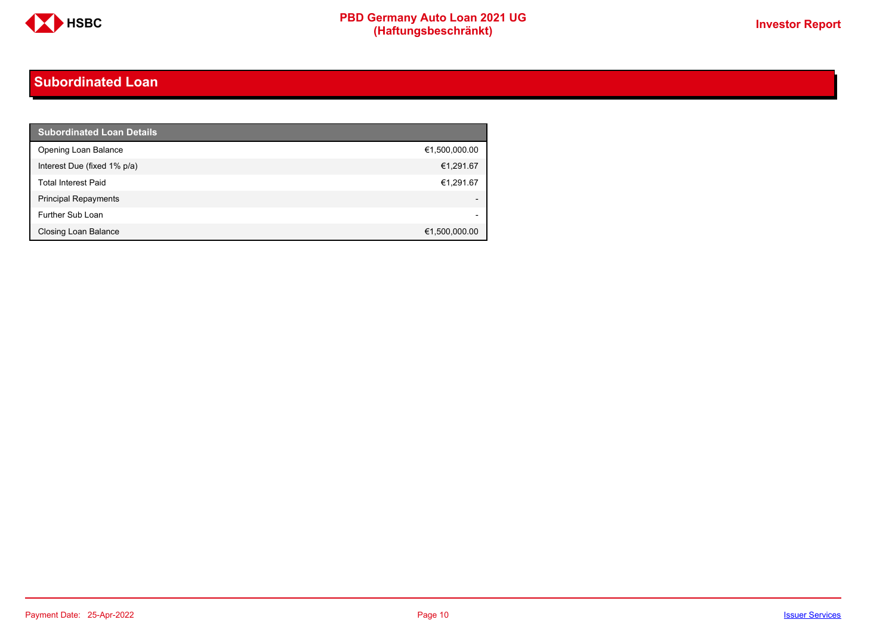## Subordinated Loan

| Subordinated Loan Details | |
|---|---|
| Opening Loan Balance | €1,500,000.00 |
| Interest Due (fixed 1% p/a) | €1,291.67 |
| Total Interest Paid | €1,291.67 |
| Principal Repayments | - |
| Further Sub Loan | - |
| Closing Loan Balance | €1,500,000.00 |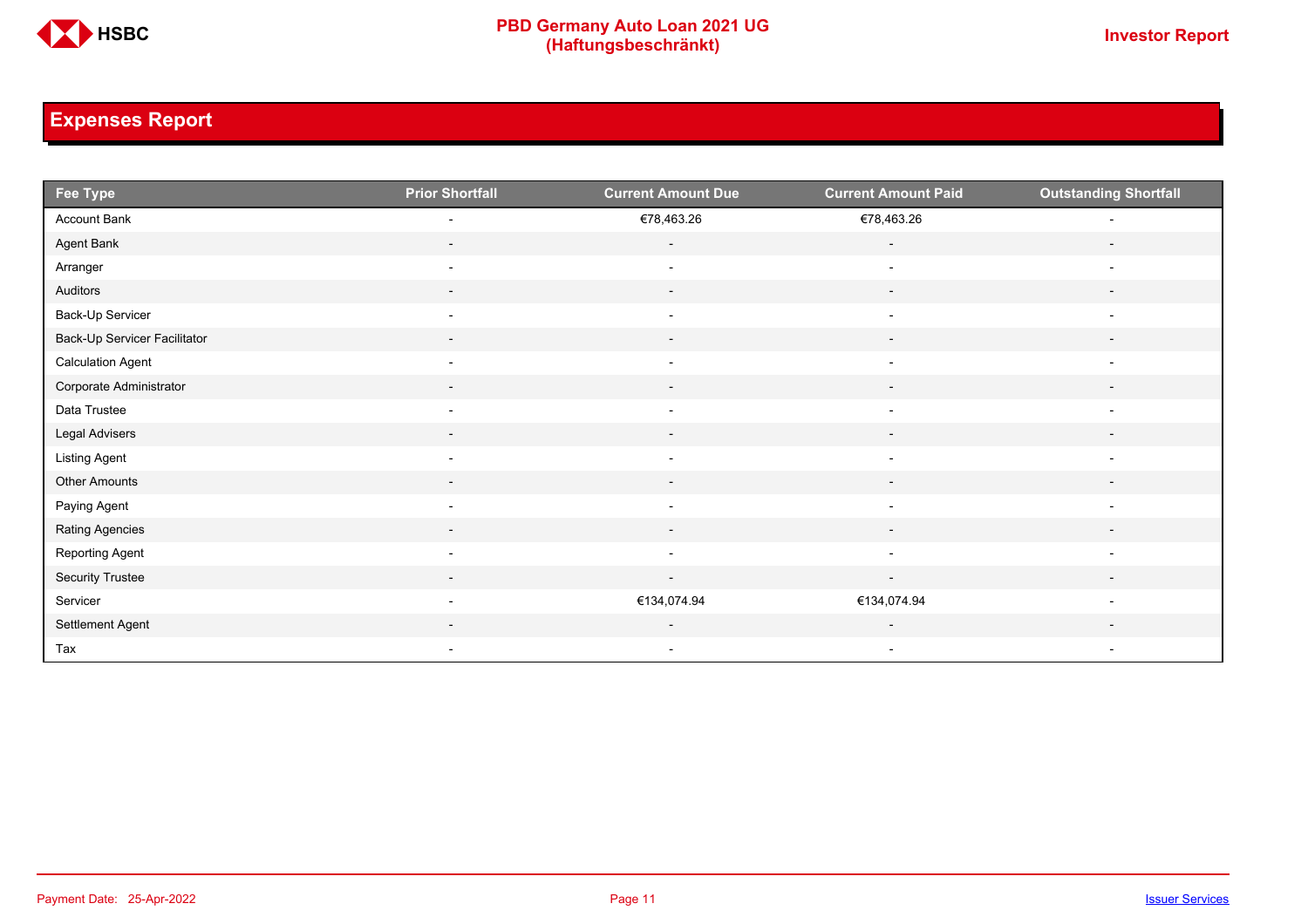# Expenses Report

| Fee Type | Prior Shortfall | Current Amount Due | Current Amount Paid | Outstanding Shortfall |
|---|---|---|---|---|
| Account Bank | - | €78,463.26 | €78,463.26 | - |
| Agent Bank | - | - | - | - |
| Arranger | - | - | - | - |
| Auditors | - | - | - | - |
| Back-Up Servicer | - | - | - | - |
| Back-Up Servicer Facilitator | - | - | - | - |
| Calculation Agent | - | - | - | - |
| Corporate Administrator | - | - | - | - |
| Data Trustee | - | - | - | - |
| Legal Advisers | - | - | - | - |
| Listing Agent | - | - | - | - |
| Other Amounts | - | - | - | - |
| Paying Agent | - | - | - | - |
| Rating Agencies | - | - | - | - |
| Reporting Agent | - | - | - | - |
| Security Trustee | - | - | - | - |
| Servicer | - | €134,074.94 | €134,074.94 | - |
| Settlement Agent | - | - | - | - |
| Tax | - | - | - | - |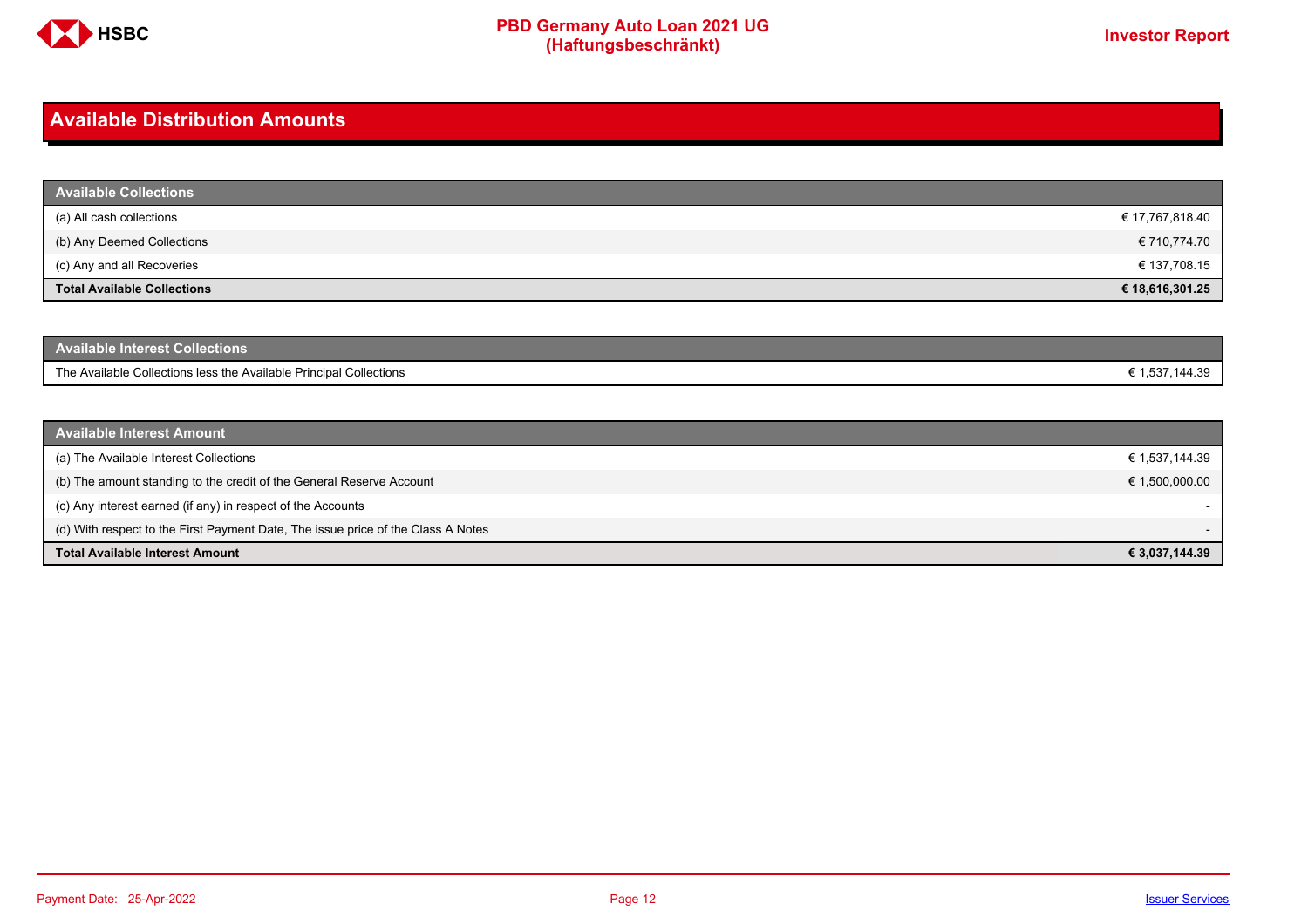# Available Distribution Amounts

| Available Collections | |
|---|---|
| (a) All cash collections | € 17,767,818.40 |
| (b) Any Deemed Collections | € 710,774.70 |
| (c) Any and all Recoveries | € 137,708.15 |
| **Total Available Collections** | **€ 18,616,301.25** |

| Available Interest Collections | |
|---|---|
| The Available Collections less the Available Principal Collections | € 1,537,144.39 |

| Available Interest Amount | |
|---|---|
| (a) The Available Interest Collections | € 1,537,144.39 |
| (b) The amount standing to the credit of the General Reserve Account | € 1,500,000.00 |
| (c) Any interest earned (if any) in respect of the Accounts | - |
| (d) With respect to the First Payment Date, The issue price of the Class A Notes | - |
| **Total Available Interest Amount** | **€ 3,037,144.39** |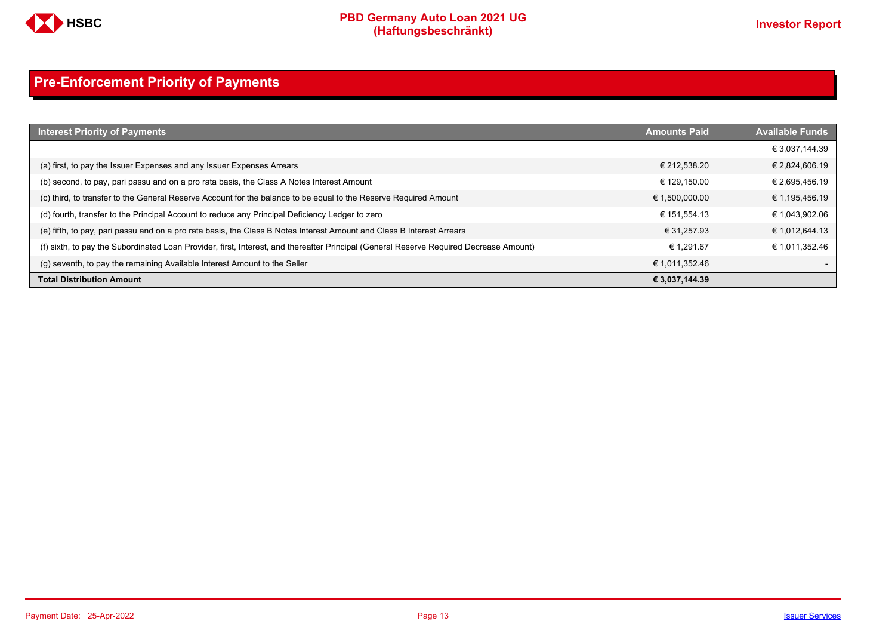## Pre-Enforcement Priority of Payments

| Interest Priority of Payments | Amounts Paid | Available Funds |
|---|---|---|
| | | € 3,037,144.39 |
| (a) first, to pay the Issuer Expenses and any Issuer Expenses Arrears | € 212,538.20 | € 2,824,606.19 |
| (b) second, to pay, pari passu and on a pro rata basis, the Class A Notes Interest Amount | € 129,150.00 | € 2,695,456.19 |
| (c) third, to transfer to the General Reserve Account for the balance to be equal to the Reserve Required Amount | € 1,500,000.00 | € 1,195,456.19 |
| (d) fourth, transfer to the Principal Account to reduce any Principal Deficiency Ledger to zero | € 151,554.13 | € 1,043,902.06 |
| (e) fifth, to pay, pari passu and on a pro rata basis, the Class B Notes Interest Amount and Class B Interest Arrears | € 31,257.93 | € 1,012,644.13 |
| (f) sixth, to pay the Subordinated Loan Provider, first, Interest, and thereafter Principal (General Reserve Required Decrease Amount) | € 1,291.67 | € 1,011,352.46 |
| (g) seventh, to pay the remaining Available Interest Amount to the Seller | € 1,011,352.46 | - |
| **Total Distribution Amount** | **€ 3,037,144.39** | |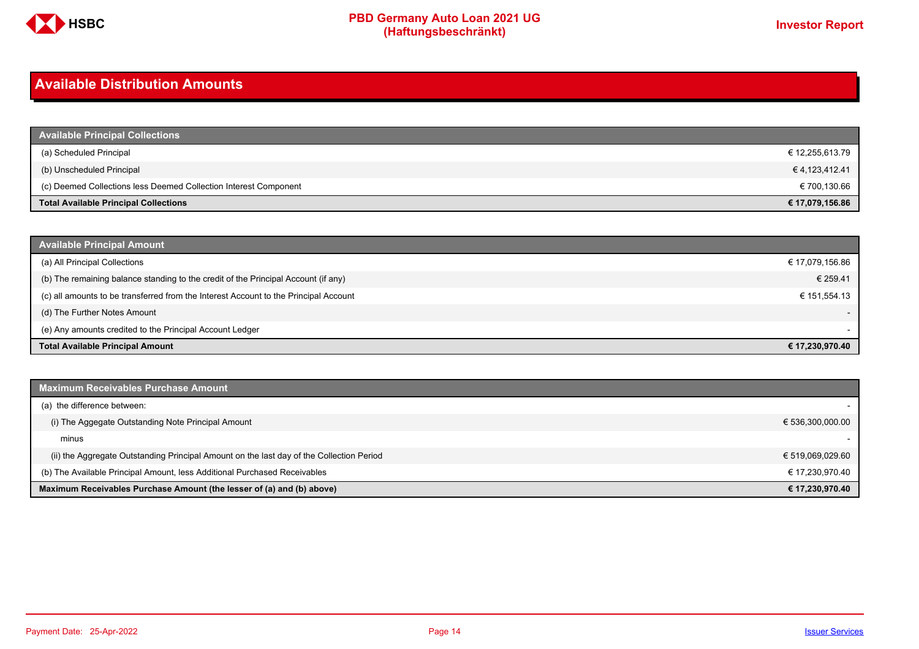## Available Distribution Amounts

| Available Principal Collections | |
|---|---|
| (a) Scheduled Principal | € 12,255,613.79 |
| (b) Unscheduled Principal | € 4,123,412.41 |
| (c) Deemed Collections less Deemed Collection Interest Component | € 700,130.66 |
| **Total Available Principal Collections** | **€ 17,079,156.86** |

| Available Principal Amount | |
|---|---|
| (a) All Principal Collections | € 17,079,156.86 |
| (b) The remaining balance standing to the credit of the Principal Account (if any) | € 259.41 |
| (c) all amounts to be transferred from the Interest Account to the Principal Account | € 151,554.13 |
| (d) The Further Notes Amount | - |
| (e) Any amounts credited to the Principal Account Ledger | - |
| **Total Available Principal Amount** | **€ 17,230,970.40** |

| Maximum Receivables Purchase Amount | |
|---|---|
| (a) the difference between: | - |
| (i) The Aggegate Outstanding Note Principal Amount | € 536,300,000.00 |
| minus | - |
| (ii) the Aggregate Outstanding Principal Amount on the last day of the Collection Period | € 519,069,029.60 |
| (b) The Available Principal Amount, less Additional Purchased Receivables | € 17,230,970.40 |
| **Maximum Receivables Purchase Amount (the lesser of (a) and (b) above)** | **€ 17,230,970.40** |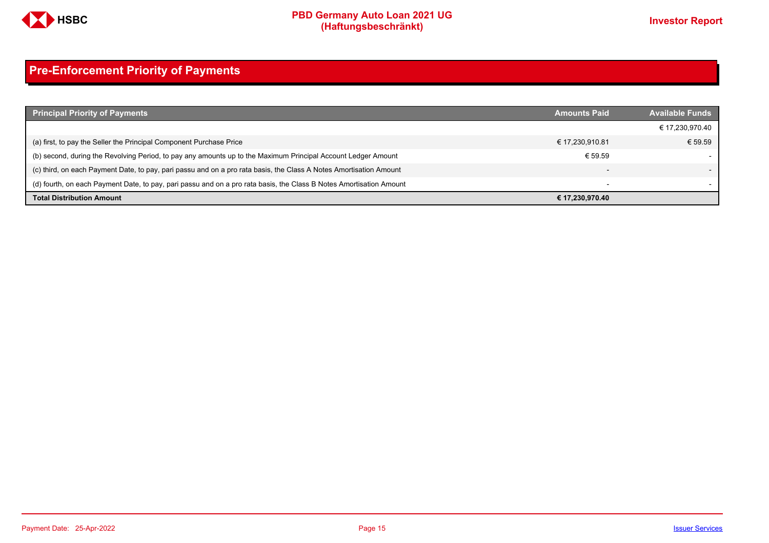## Pre-Enforcement Priority of Payments

| Principal Priority of Payments | Amounts Paid | Available Funds |
|---|---|---|
| | | € 17,230,970.40 |
| (a) first, to pay the Seller the Principal Component Purchase Price | € 17,230,910.81 | € 59.59 |
| (b) second, during the Revolving Period, to pay any amounts up to the Maximum Principal Account Ledger Amount | € 59.59 | - |
| (c) third, on each Payment Date, to pay, pari passu and on a pro rata basis, the Class A Notes Amortisation Amount | - | - |
| (d) fourth, on each Payment Date, to pay, pari passu and on a pro rata basis, the Class B Notes Amortisation Amount | - | - |
| **Total Distribution Amount** | **€ 17,230,970.40** | |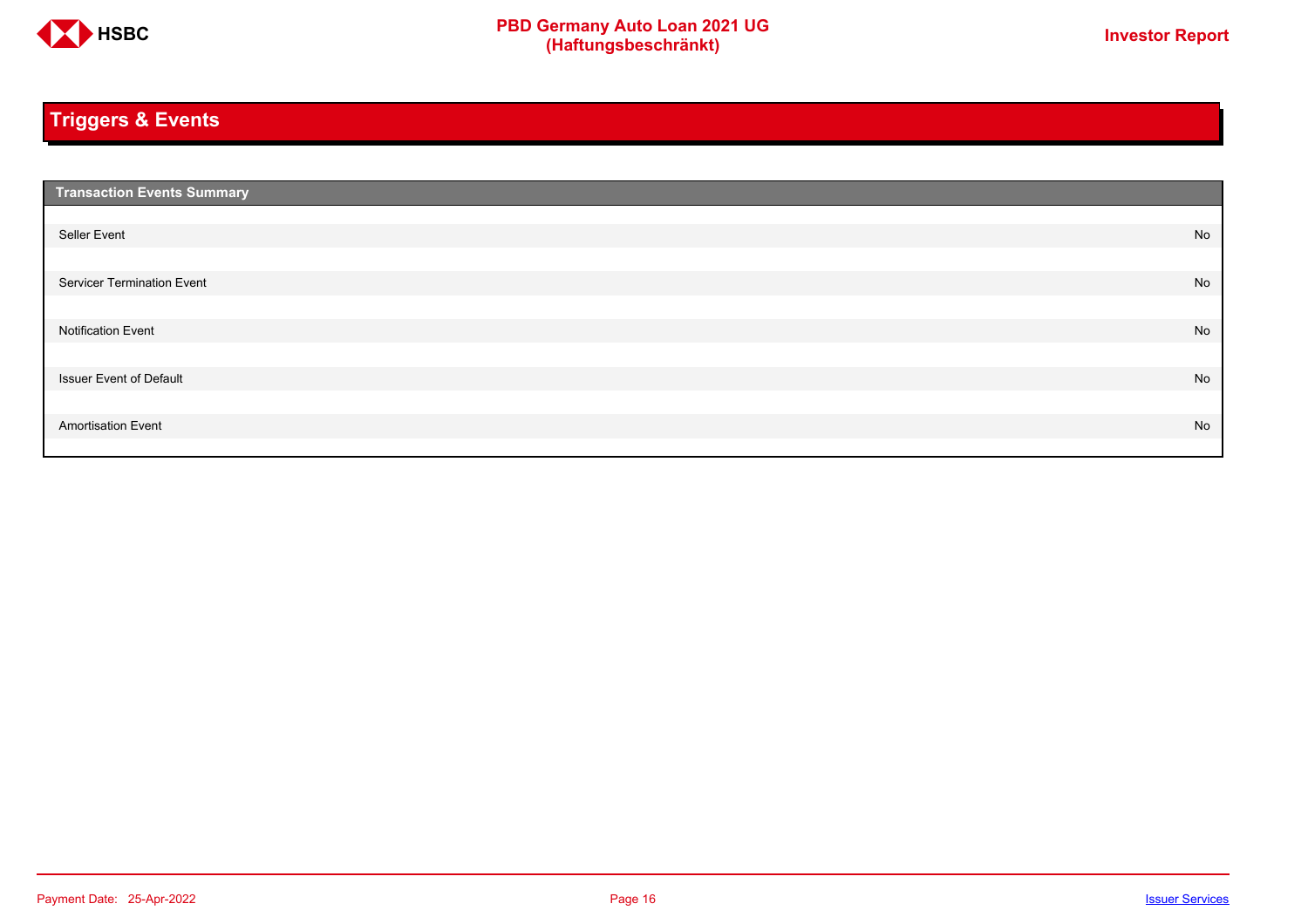## Triggers & Events

| Transaction Events Summary | |
|---|---|
| Seller Event | No |
| Servicer Termination Event | No |
| Notification Event | No |
| Issuer Event of Default | No |
| Amortisation Event | No |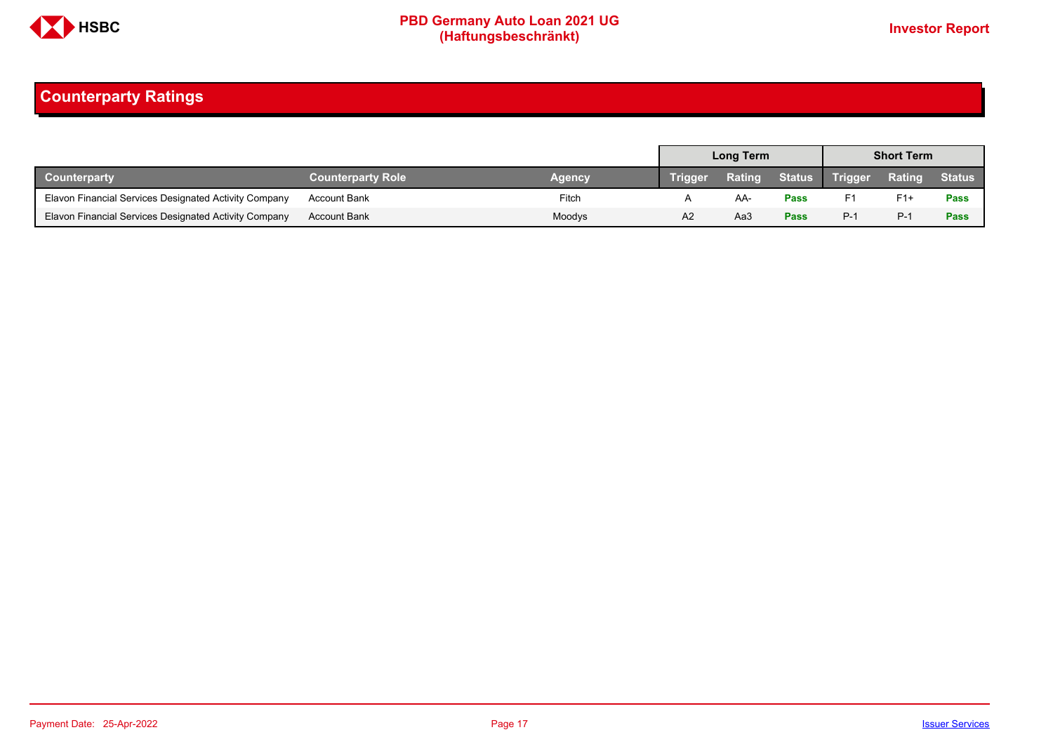## Counterparty Ratings

| | | | Long Term | | | Short Term | | |
|---|---|---|---|---|---|---|---|---|
| **Counterparty** | **Counterparty Role** | **Agency** | **Trigger** | **Rating** | **Status** | **Trigger** | **Rating** | **Status** |
| Elavon Financial Services Designated Activity Company | Account Bank | Fitch | A | AA- | **Pass** | F1 | F1+ | **Pass** |
| Elavon Financial Services Designated Activity Company | Account Bank | Moodys | A2 | Aa3 | **Pass** | P-1 | P-1 | **Pass** |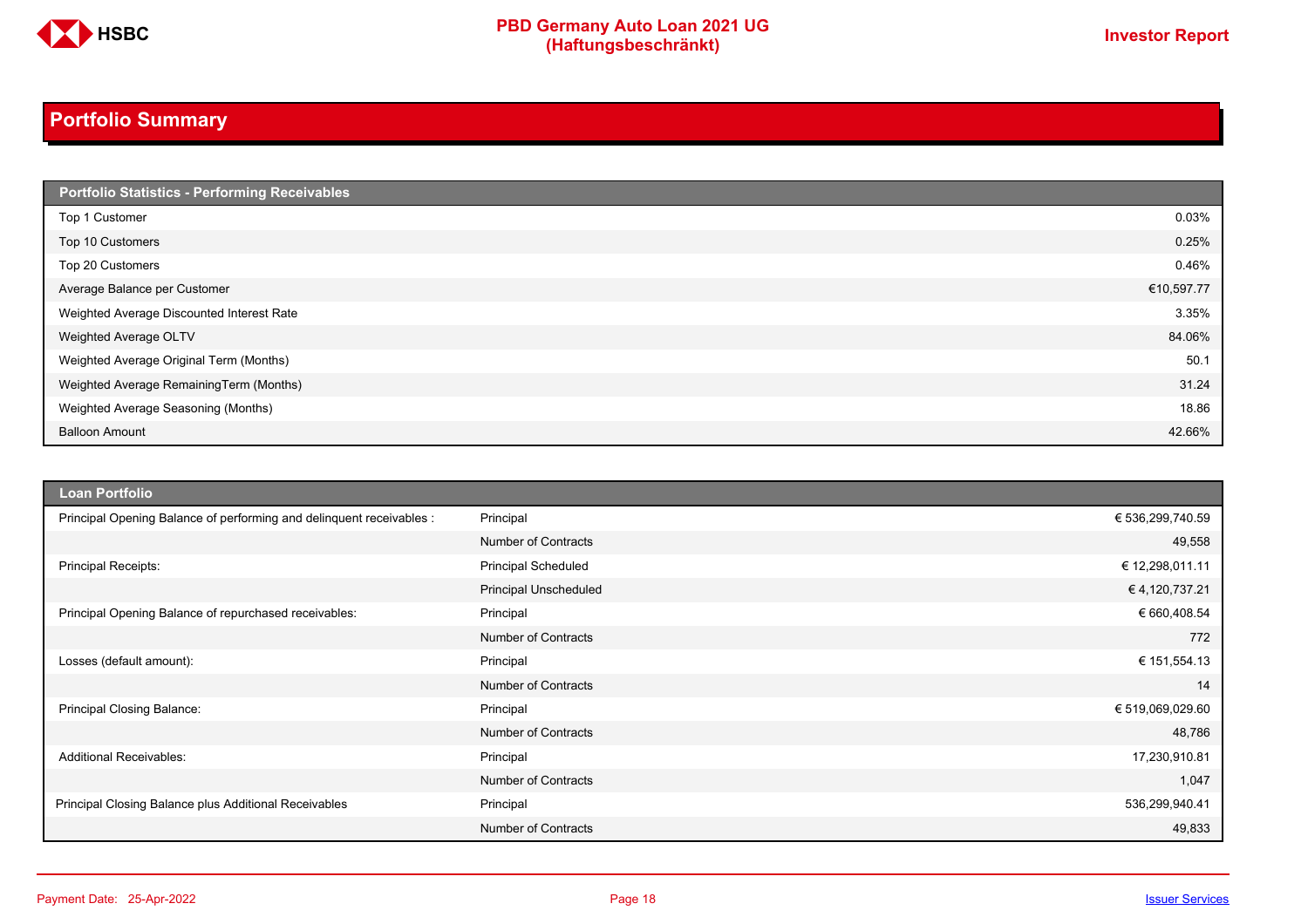## Portfolio Summary

| Portfolio Statistics - Performing Receivables | |
|---|---|
| Top 1 Customer | 0.03% |
| Top 10 Customers | 0.25% |
| Top 20 Customers | 0.46% |
| Average Balance per Customer | €10,597.77 |
| Weighted Average Discounted Interest Rate | 3.35% |
| Weighted Average OLTV | 84.06% |
| Weighted Average Original Term (Months) | 50.1 |
| Weighted Average RemainingTerm (Months) | 31.24 |
| Weighted Average Seasoning (Months) | 18.86 |
| Balloon Amount | 42.66% |

| Loan Portfolio | | |
|---|---|---|
| Principal Opening Balance of performing and delinquent receivables : | Principal | € 536,299,740.59 |
| | Number of Contracts | 49,558 |
| Principal Receipts: | Principal Scheduled | € 12,298,011.11 |
| | Principal Unscheduled | € 4,120,737.21 |
| Principal Opening Balance of repurchased receivables: | Principal | € 660,408.54 |
| | Number of Contracts | 772 |
| Losses (default amount): | Principal | € 151,554.13 |
| | Number of Contracts | 14 |
| Principal Closing Balance: | Principal | € 519,069,029.60 |
| | Number of Contracts | 48,786 |
| Additional Receivables: | Principal | 17,230,910.81 |
| | Number of Contracts | 1,047 |
| Principal Closing Balance plus Additional Receivables | Principal | 536,299,940.41 |
| | Number of Contracts | 49,833 |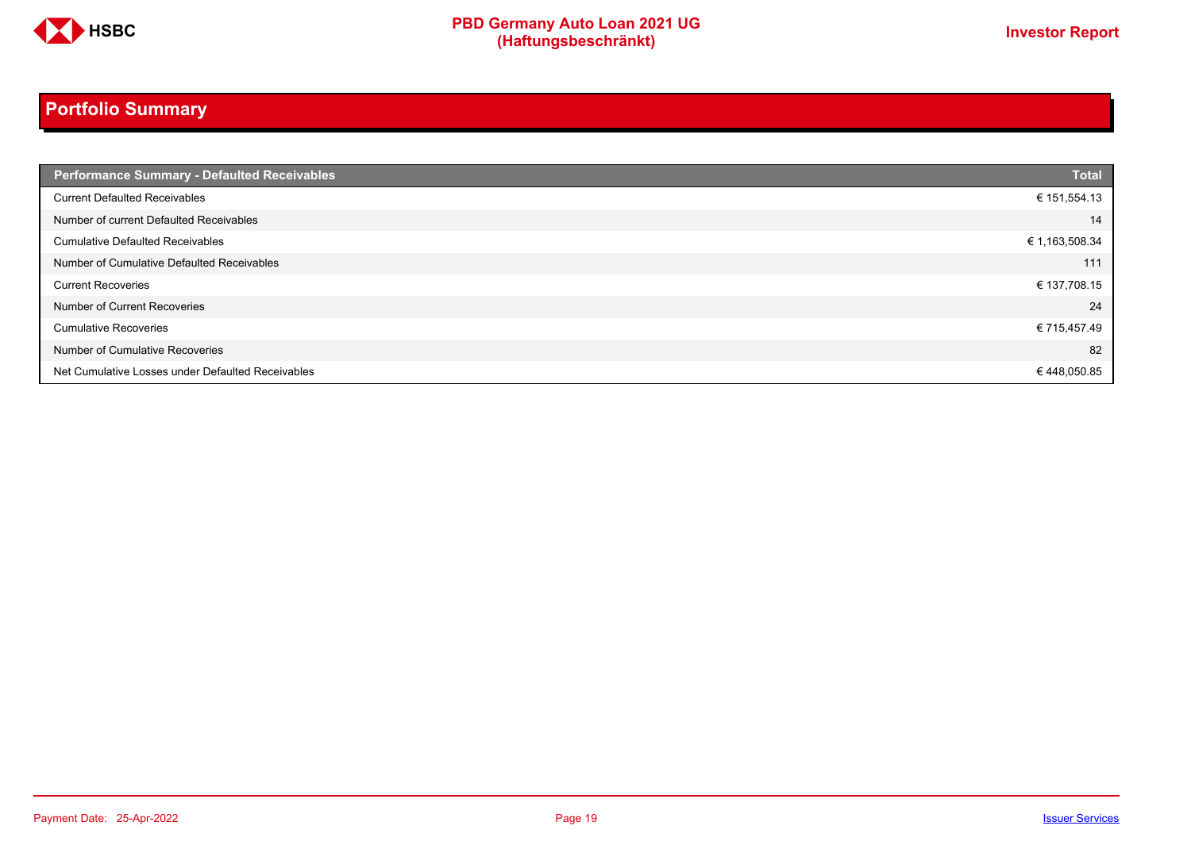## Portfolio Summary

| Performance Summary - Defaulted Receivables | Total |
|---|---|
| Current Defaulted Receivables | € 151,554.13 |
| Number of current Defaulted Receivables | 14 |
| Cumulative Defaulted Receivables | € 1,163,508.34 |
| Number of Cumulative Defaulted Receivables | 111 |
| Current Recoveries | € 137,708.15 |
| Number of Current Recoveries | 24 |
| Cumulative Recoveries | € 715,457.49 |
| Number of Cumulative Recoveries | 82 |
| Net Cumulative Losses under Defaulted Receivables | € 448,050.85 |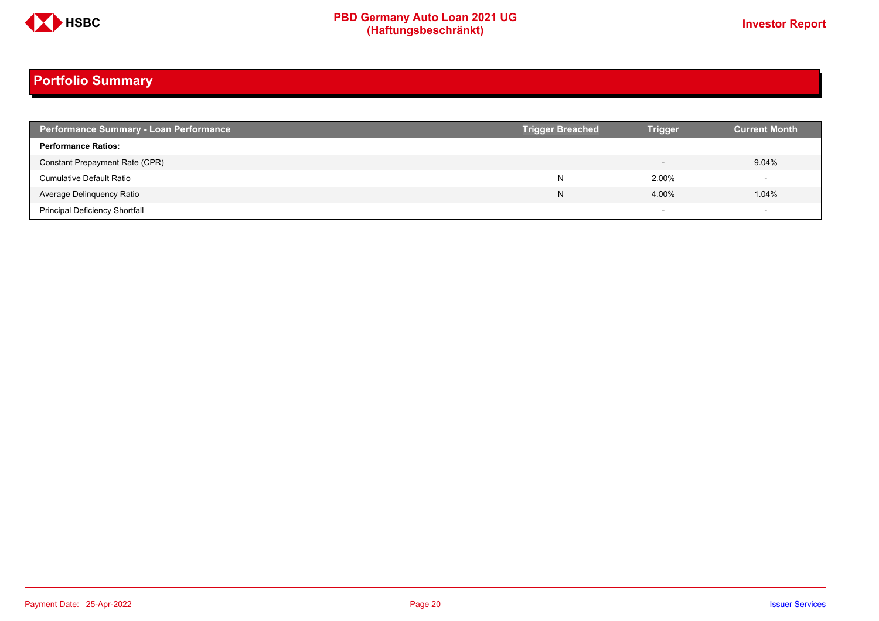## Portfolio Summary

| Performance Summary - Loan Performance | Trigger Breached | Trigger | Current Month |
|---|---|---|---|
| **Performance Ratios:** | | | |
| Constant Prepayment Rate (CPR) | | - | 9.04% |
| Cumulative Default Ratio | N | 2.00% | - |
| Average Delinquency Ratio | N | 4.00% | 1.04% |
| Principal Deficiency Shortfall | | - | - |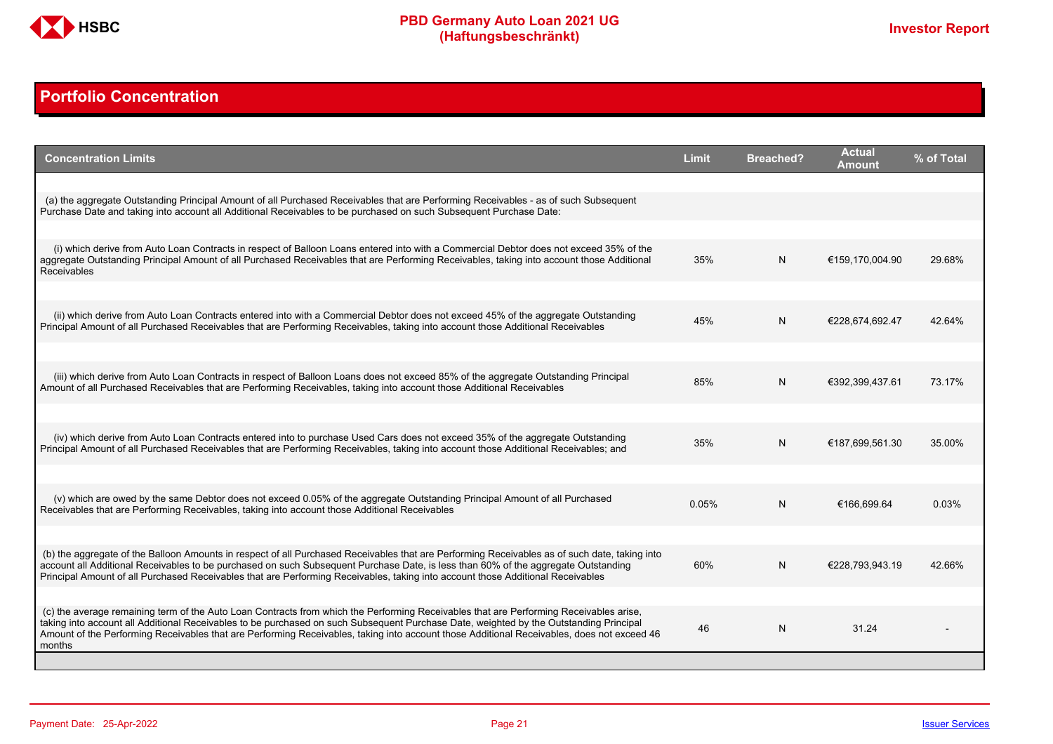## Portfolio Concentration

| Concentration Limits | Limit | Breached? | Actual Amount | % of Total |
|---|---|---|---|---|
| (a) the aggregate Outstanding Principal Amount of all Purchased Receivables that are Performing Receivables - as of such Subsequent Purchase Date and taking into account all Additional Receivables to be purchased on such Subsequent Purchase Date: | | | | |
| (i) which derive from Auto Loan Contracts in respect of Balloon Loans entered into with a Commercial Debtor does not exceed 35% of the aggregate Outstanding Principal Amount of all Purchased Receivables that are Performing Receivables, taking into account those Additional Receivables | 35% | N | €159,170,004.90 | 29.68% |
| (ii) which derive from Auto Loan Contracts entered into with a Commercial Debtor does not exceed 45% of the aggregate Outstanding Principal Amount of all Purchased Receivables that are Performing Receivables, taking into account those Additional Receivables | 45% | N | €228,674,692.47 | 42.64% |
| (iii) which derive from Auto Loan Contracts in respect of Balloon Loans does not exceed 85% of the aggregate Outstanding Principal Amount of all Purchased Receivables that are Performing Receivables, taking into account those Additional Receivables | 85% | N | €392,399,437.61 | 73.17% |
| (iv) which derive from Auto Loan Contracts entered into to purchase Used Cars does not exceed 35% of the aggregate Outstanding Principal Amount of all Purchased Receivables that are Performing Receivables, taking into account those Additional Receivables; and | 35% | N | €187,699,561.30 | 35.00% |
| (v) which are owed by the same Debtor does not exceed 0.05% of the aggregate Outstanding Principal Amount of all Purchased Receivables that are Performing Receivables, taking into account those Additional Receivables | 0.05% | N | €166,699.64 | 0.03% |
| (b) the aggregate of the Balloon Amounts in respect of all Purchased Receivables that are Performing Receivables as of such date, taking into account all Additional Receivables to be purchased on such Subsequent Purchase Date, is less than 60% of the aggregate Outstanding Principal Amount of all Purchased Receivables that are Performing Receivables, taking into account those Additional Receivables | 60% | N | €228,793,943.19 | 42.66% |
| (c) the average remaining term of the Auto Loan Contracts from which the Performing Receivables that are Performing Receivables arise, taking into account all Additional Receivables to be purchased on such Subsequent Purchase Date, weighted by the Outstanding Principal Amount of the Performing Receivables that are Performing Receivables, taking into account those Additional Receivables, does not exceed 46 months | 46 | N | 31.24 | - |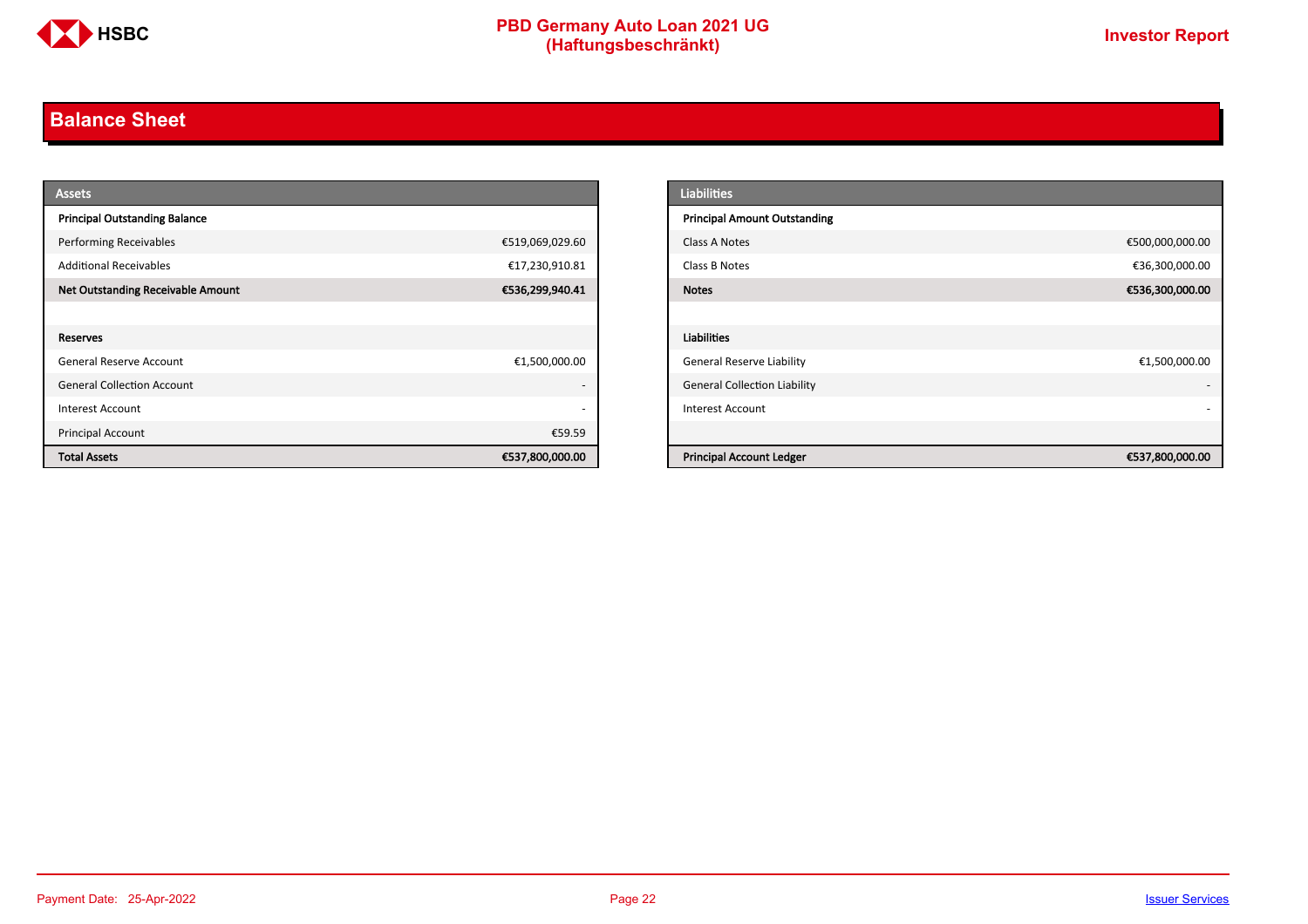## Balance Sheet

| Assets | |
|---|---|
| **Principal Outstanding Balance** | |
| Performing Receivables | €519,069,029.60 |
| Additional Receivables | €17,230,910.81 |
| **Net Outstanding Receivable Amount** | **€536,299,940.41** |
| | |
| **Reserves** | |
| General Reserve Account | €1,500,000.00 |
| General Collection Account | - |
| Interest Account | - |
| Principal Account | €59.59 |
| **Total Assets** | **€537,800,000.00** |

| Liabilities | |
|---|---|
| **Principal Amount Outstanding** | |
| Class A Notes | €500,000,000.00 |
| Class B Notes | €36,300,000.00 |
| **Notes** | **€536,300,000.00** |
| | |
| **Liabilities** | |
| General Reserve Liability | €1,500,000.00 |
| General Collection Liability | - |
| Interest Account | - |
| | |
| **Principal Account Ledger** | **€537,800,000.00** |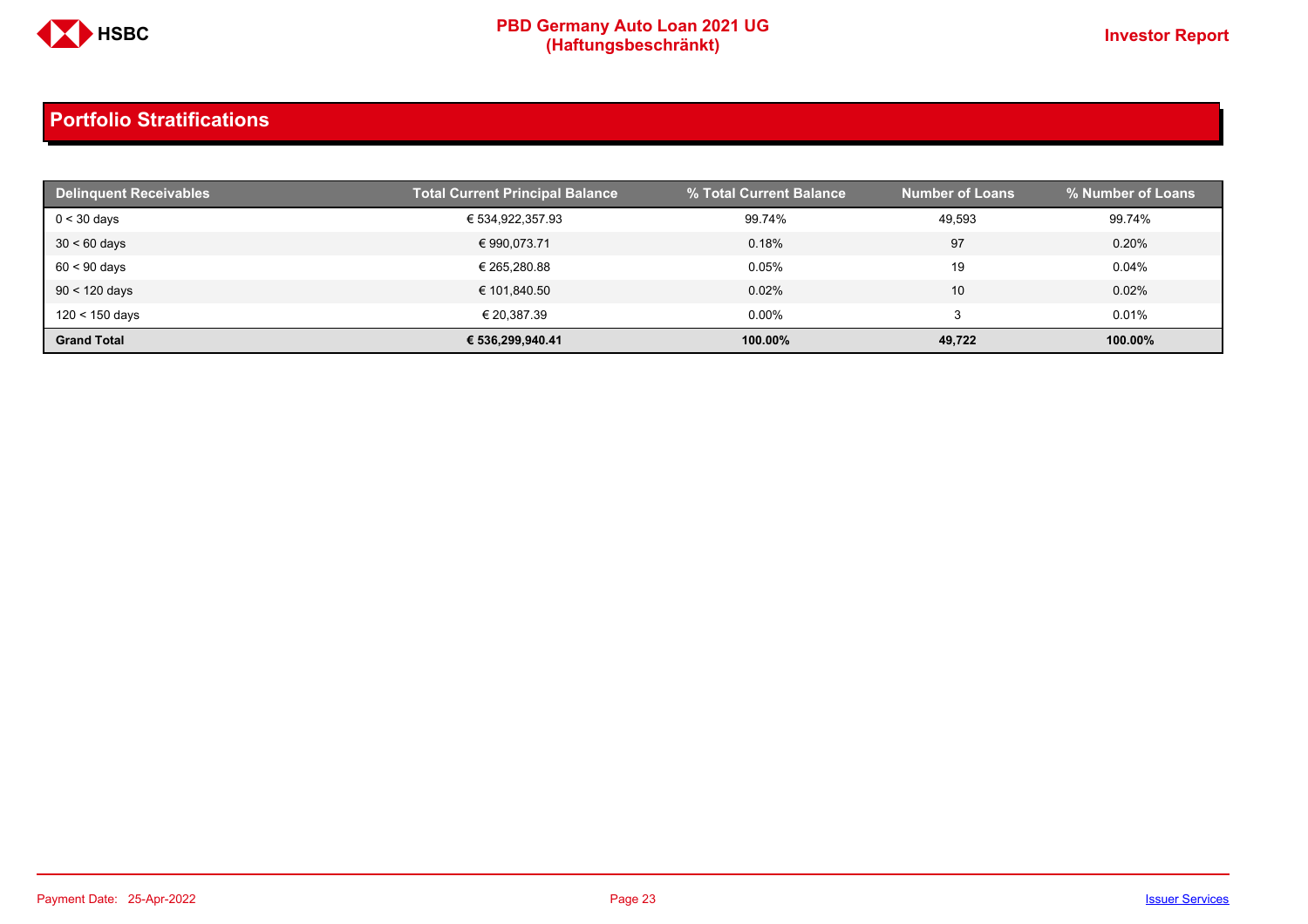## Portfolio Stratifications

| Delinquent Receivables | Total Current Principal Balance | % Total Current Balance | Number of Loans | % Number of Loans |
|---|---|---|---|---|
| 0 < 30 days | € 534,922,357.93 | 99.74% | 49,593 | 99.74% |
| 30 < 60 days | € 990,073.71 | 0.18% | 97 | 0.20% |
| 60 < 90 days | € 265,280.88 | 0.05% | 19 | 0.04% |
| 90 < 120 days | € 101,840.50 | 0.02% | 10 | 0.02% |
| 120 < 150 days | € 20,387.39 | 0.00% | 3 | 0.01% |
| **Grand Total** | **€ 536,299,940.41** | **100.00%** | **49,722** | **100.00%** |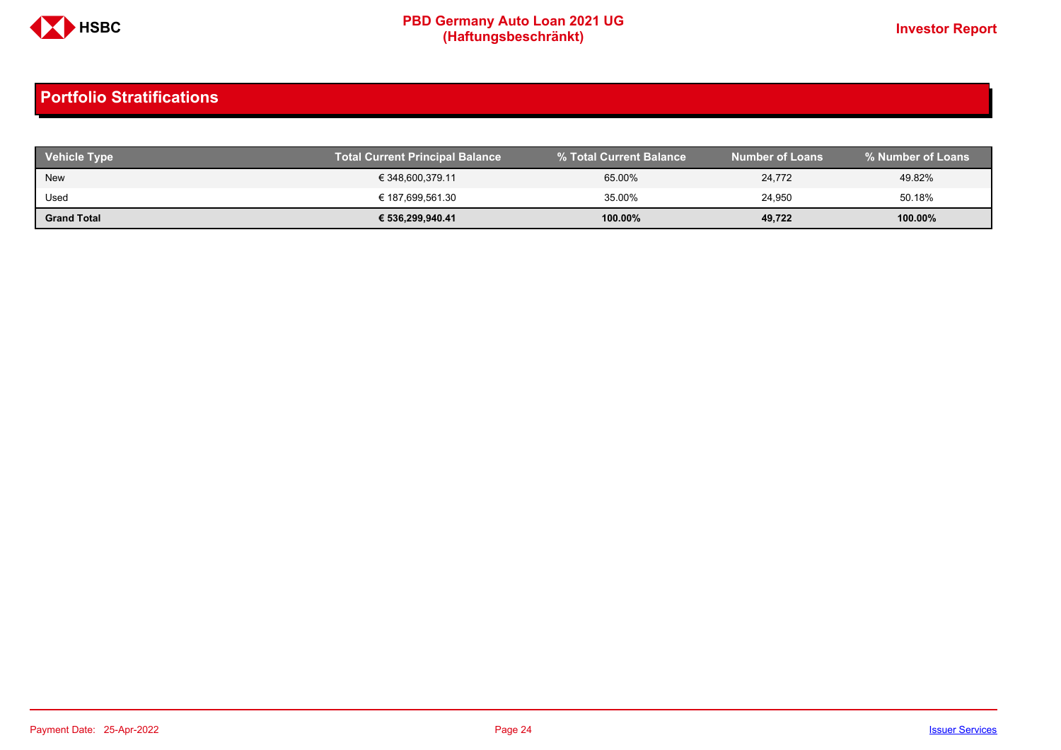## Portfolio Stratifications

| Vehicle Type | Total Current Principal Balance | % Total Current Balance | Number of Loans | % Number of Loans |
|---|---|---|---|---|
| New | € 348,600,379.11 | 65.00% | 24,772 | 49.82% |
| Used | € 187,699,561.30 | 35.00% | 24,950 | 50.18% |
| **Grand Total** | **€ 536,299,940.41** | **100.00%** | **49,722** | **100.00%** |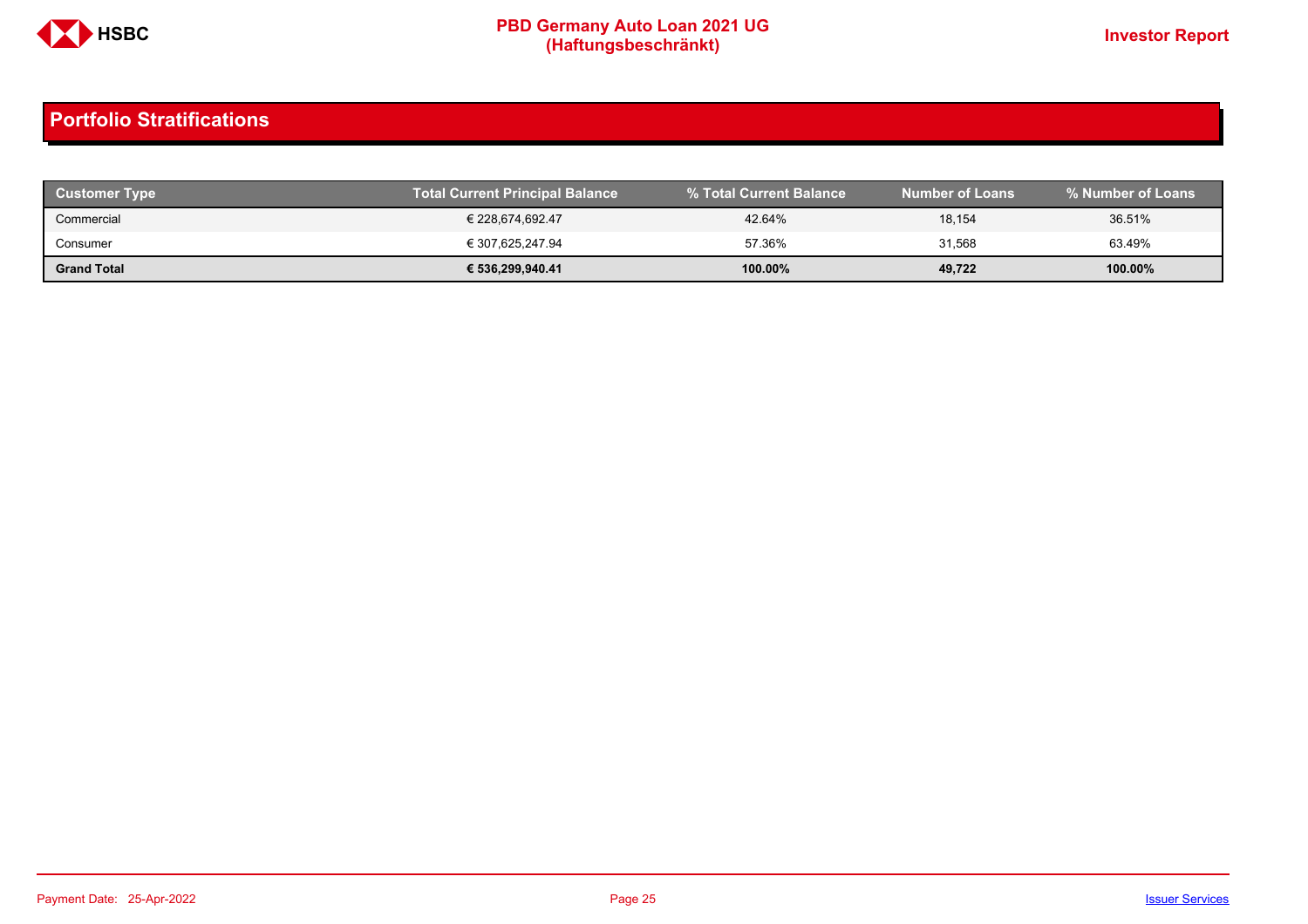## Portfolio Stratifications

| Customer Type | Total Current Principal Balance | % Total Current Balance | Number of Loans | % Number of Loans |
|---|---|---|---|---|
| Commercial | € 228,674,692.47 | 42.64% | 18,154 | 36.51% |
| Consumer | € 307,625,247.94 | 57.36% | 31,568 | 63.49% |
| **Grand Total** | **€ 536,299,940.41** | **100.00%** | **49,722** | **100.00%** |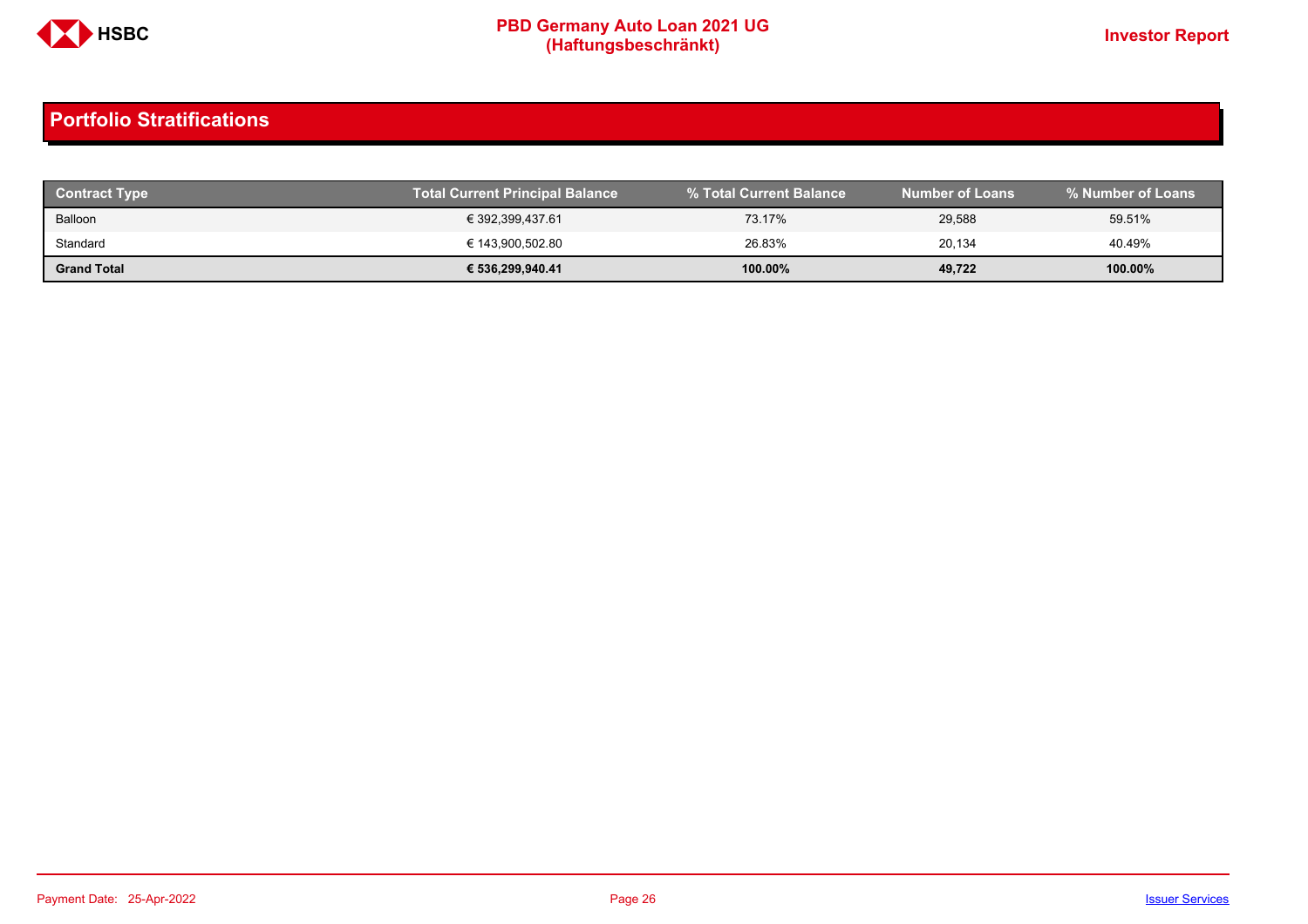## Portfolio Stratifications

| Contract Type | Total Current Principal Balance | % Total Current Balance | Number of Loans | % Number of Loans |
|---|---|---|---|---|
| Balloon | € 392,399,437.61 | 73.17% | 29,588 | 59.51% |
| Standard | € 143,900,502.80 | 26.83% | 20,134 | 40.49% |
| **Grand Total** | **€ 536,299,940.41** | **100.00%** | **49,722** | **100.00%** |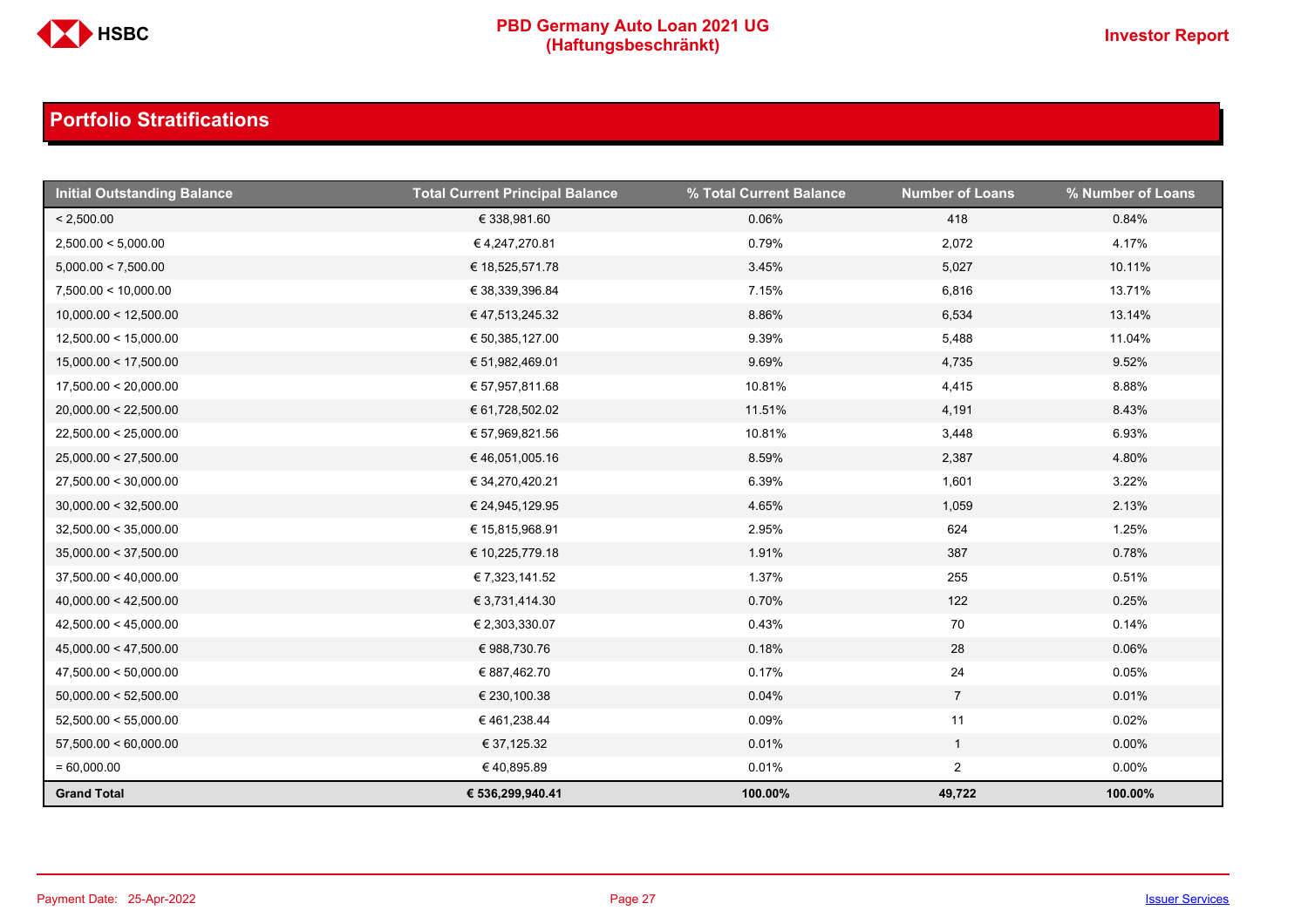## Portfolio Stratifications

| Initial Outstanding Balance | Total Current Principal Balance | % Total Current Balance | Number of Loans | % Number of Loans |
|---|---|---|---|---|
| < 2,500.00 | € 338,981.60 | 0.06% | 418 | 0.84% |
| 2,500.00 < 5,000.00 | € 4,247,270.81 | 0.79% | 2,072 | 4.17% |
| 5,000.00 < 7,500.00 | € 18,525,571.78 | 3.45% | 5,027 | 10.11% |
| 7,500.00 < 10,000.00 | € 38,339,396.84 | 7.15% | 6,816 | 13.71% |
| 10,000.00 < 12,500.00 | € 47,513,245.32 | 8.86% | 6,534 | 13.14% |
| 12,500.00 < 15,000.00 | € 50,385,127.00 | 9.39% | 5,488 | 11.04% |
| 15,000.00 < 17,500.00 | € 51,982,469.01 | 9.69% | 4,735 | 9.52% |
| 17,500.00 < 20,000.00 | € 57,957,811.68 | 10.81% | 4,415 | 8.88% |
| 20,000.00 < 22,500.00 | € 61,728,502.02 | 11.51% | 4,191 | 8.43% |
| 22,500.00 < 25,000.00 | € 57,969,821.56 | 10.81% | 3,448 | 6.93% |
| 25,000.00 < 27,500.00 | € 46,051,005.16 | 8.59% | 2,387 | 4.80% |
| 27,500.00 < 30,000.00 | € 34,270,420.21 | 6.39% | 1,601 | 3.22% |
| 30,000.00 < 32,500.00 | € 24,945,129.95 | 4.65% | 1,059 | 2.13% |
| 32,500.00 < 35,000.00 | € 15,815,968.91 | 2.95% | 624 | 1.25% |
| 35,000.00 < 37,500.00 | € 10,225,779.18 | 1.91% | 387 | 0.78% |
| 37,500.00 < 40,000.00 | € 7,323,141.52 | 1.37% | 255 | 0.51% |
| 40,000.00 < 42,500.00 | € 3,731,414.30 | 0.70% | 122 | 0.25% |
| 42,500.00 < 45,000.00 | € 2,303,330.07 | 0.43% | 70 | 0.14% |
| 45,000.00 < 47,500.00 | € 988,730.76 | 0.18% | 28 | 0.06% |
| 47,500.00 < 50,000.00 | € 887,462.70 | 0.17% | 24 | 0.05% |
| 50,000.00 < 52,500.00 | € 230,100.38 | 0.04% | 7 | 0.01% |
| 52,500.00 < 55,000.00 | € 461,238.44 | 0.09% | 11 | 0.02% |
| 57,500.00 < 60,000.00 | € 37,125.32 | 0.01% | 1 | 0.00% |
| = 60,000.00 | € 40,895.89 | 0.01% | 2 | 0.00% |
| **Grand Total** | **€ 536,299,940.41** | **100.00%** | **49,722** | **100.00%** |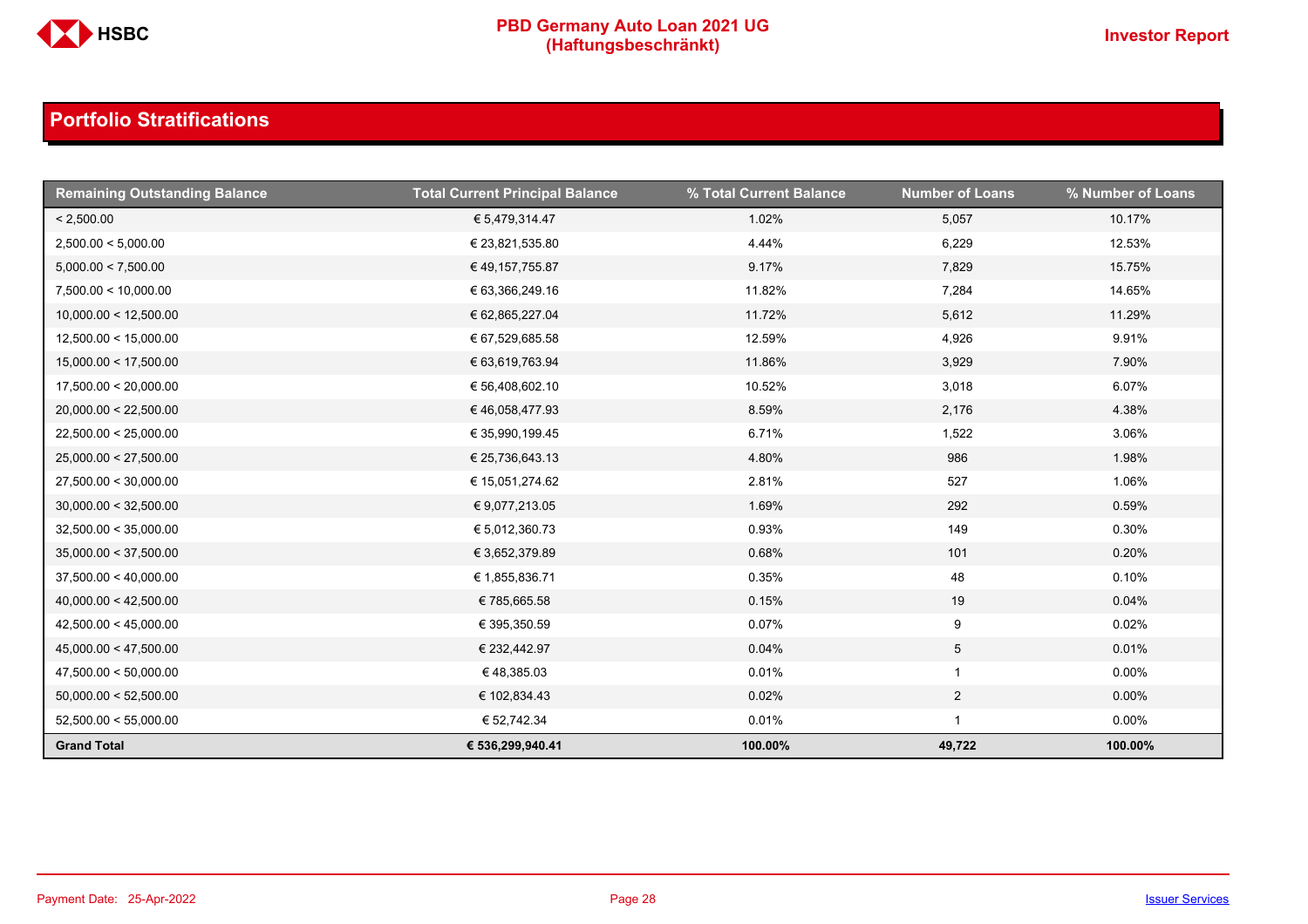## Portfolio Stratifications

| Remaining Outstanding Balance | Total Current Principal Balance | % Total Current Balance | Number of Loans | % Number of Loans |
|---|---|---|---|---|
| < 2,500.00 | € 5,479,314.47 | 1.02% | 5,057 | 10.17% |
| 2,500.00 < 5,000.00 | € 23,821,535.80 | 4.44% | 6,229 | 12.53% |
| 5,000.00 < 7,500.00 | € 49,157,755.87 | 9.17% | 7,829 | 15.75% |
| 7,500.00 < 10,000.00 | € 63,366,249.16 | 11.82% | 7,284 | 14.65% |
| 10,000.00 < 12,500.00 | € 62,865,227.04 | 11.72% | 5,612 | 11.29% |
| 12,500.00 < 15,000.00 | € 67,529,685.58 | 12.59% | 4,926 | 9.91% |
| 15,000.00 < 17,500.00 | € 63,619,763.94 | 11.86% | 3,929 | 7.90% |
| 17,500.00 < 20,000.00 | € 56,408,602.10 | 10.52% | 3,018 | 6.07% |
| 20,000.00 < 22,500.00 | € 46,058,477.93 | 8.59% | 2,176 | 4.38% |
| 22,500.00 < 25,000.00 | € 35,990,199.45 | 6.71% | 1,522 | 3.06% |
| 25,000.00 < 27,500.00 | € 25,736,643.13 | 4.80% | 986 | 1.98% |
| 27,500.00 < 30,000.00 | € 15,051,274.62 | 2.81% | 527 | 1.06% |
| 30,000.00 < 32,500.00 | € 9,077,213.05 | 1.69% | 292 | 0.59% |
| 32,500.00 < 35,000.00 | € 5,012,360.73 | 0.93% | 149 | 0.30% |
| 35,000.00 < 37,500.00 | € 3,652,379.89 | 0.68% | 101 | 0.20% |
| 37,500.00 < 40,000.00 | € 1,855,836.71 | 0.35% | 48 | 0.10% |
| 40,000.00 < 42,500.00 | € 785,665.58 | 0.15% | 19 | 0.04% |
| 42,500.00 < 45,000.00 | € 395,350.59 | 0.07% | 9 | 0.02% |
| 45,000.00 < 47,500.00 | € 232,442.97 | 0.04% | 5 | 0.01% |
| 47,500.00 < 50,000.00 | € 48,385.03 | 0.01% | 1 | 0.00% |
| 50,000.00 < 52,500.00 | € 102,834.43 | 0.02% | 2 | 0.00% |
| 52,500.00 < 55,000.00 | € 52,742.34 | 0.01% | 1 | 0.00% |
| **Grand Total** | **€ 536,299,940.41** | **100.00%** | **49,722** | **100.00%** |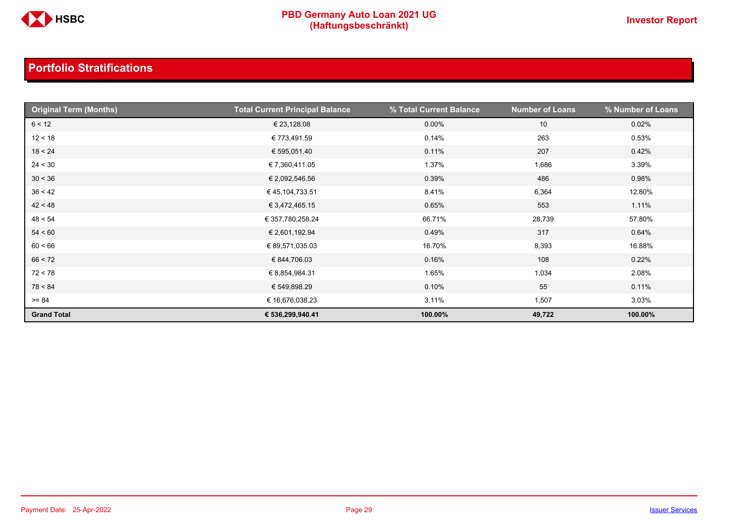## Portfolio Stratifications

| Original Term (Months) | Total Current Principal Balance | % Total Current Balance | Number of Loans | % Number of Loans |
|---|---|---|---|---|
| 6 < 12 | € 23,128.08 | 0.00% | 10 | 0.02% |
| 12 < 18 | € 773,491.59 | 0.14% | 263 | 0.53% |
| 18 < 24 | € 595,051.40 | 0.11% | 207 | 0.42% |
| 24 < 30 | € 7,360,411.05 | 1.37% | 1,686 | 3.39% |
| 30 < 36 | € 2,092,546.56 | 0.39% | 486 | 0.98% |
| 36 < 42 | € 45,104,733.51 | 8.41% | 6,364 | 12.80% |
| 42 < 48 | € 3,472,465.15 | 0.65% | 553 | 1.11% |
| 48 < 54 | € 357,780,258.24 | 66.71% | 28,739 | 57.80% |
| 54 < 60 | € 2,601,192.94 | 0.49% | 317 | 0.64% |
| 60 < 66 | € 89,571,035.03 | 16.70% | 8,393 | 16.88% |
| 66 < 72 | € 844,706.03 | 0.16% | 108 | 0.22% |
| 72 < 78 | € 8,854,984.31 | 1.65% | 1,034 | 2.08% |
| 78 < 84 | € 549,898.29 | 0.10% | 55 | 0.11% |
| >= 84 | € 16,676,038.23 | 3.11% | 1,507 | 3.03% |
| **Grand Total** | **€ 536,299,940.41** | **100.00%** | **49,722** | **100.00%** |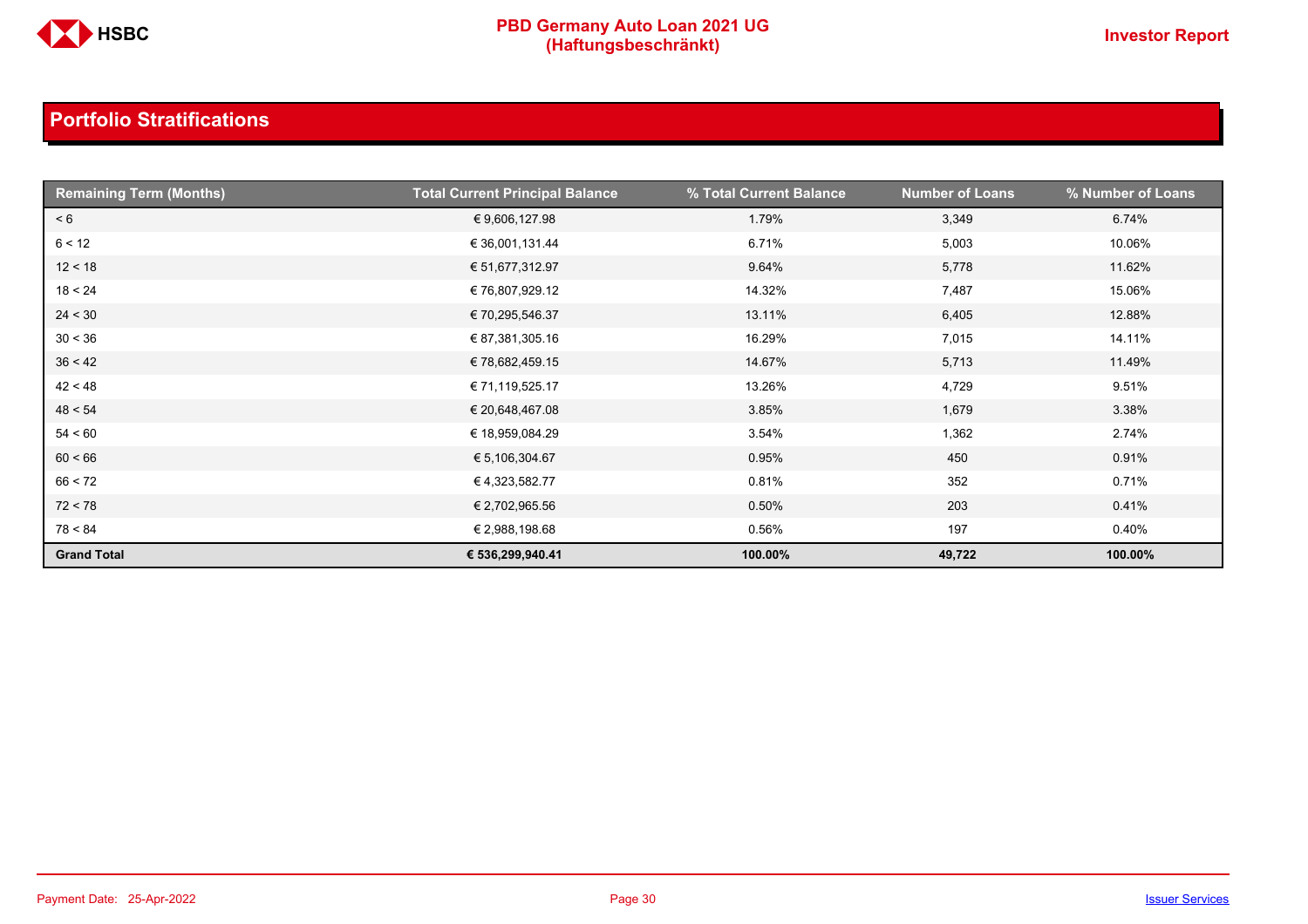## Portfolio Stratifications

| Remaining Term (Months) | Total Current Principal Balance | % Total Current Balance | Number of Loans | % Number of Loans |
|---|---|---|---|---|
| < 6 | € 9,606,127.98 | 1.79% | 3,349 | 6.74% |
| 6 < 12 | € 36,001,131.44 | 6.71% | 5,003 | 10.06% |
| 12 < 18 | € 51,677,312.97 | 9.64% | 5,778 | 11.62% |
| 18 < 24 | € 76,807,929.12 | 14.32% | 7,487 | 15.06% |
| 24 < 30 | € 70,295,546.37 | 13.11% | 6,405 | 12.88% |
| 30 < 36 | € 87,381,305.16 | 16.29% | 7,015 | 14.11% |
| 36 < 42 | € 78,682,459.15 | 14.67% | 5,713 | 11.49% |
| 42 < 48 | € 71,119,525.17 | 13.26% | 4,729 | 9.51% |
| 48 < 54 | € 20,648,467.08 | 3.85% | 1,679 | 3.38% |
| 54 < 60 | € 18,959,084.29 | 3.54% | 1,362 | 2.74% |
| 60 < 66 | € 5,106,304.67 | 0.95% | 450 | 0.91% |
| 66 < 72 | € 4,323,582.77 | 0.81% | 352 | 0.71% |
| 72 < 78 | € 2,702,965.56 | 0.50% | 203 | 0.41% |
| 78 < 84 | € 2,988,198.68 | 0.56% | 197 | 0.40% |
| **Grand Total** | **€ 536,299,940.41** | **100.00%** | **49,722** | **100.00%** |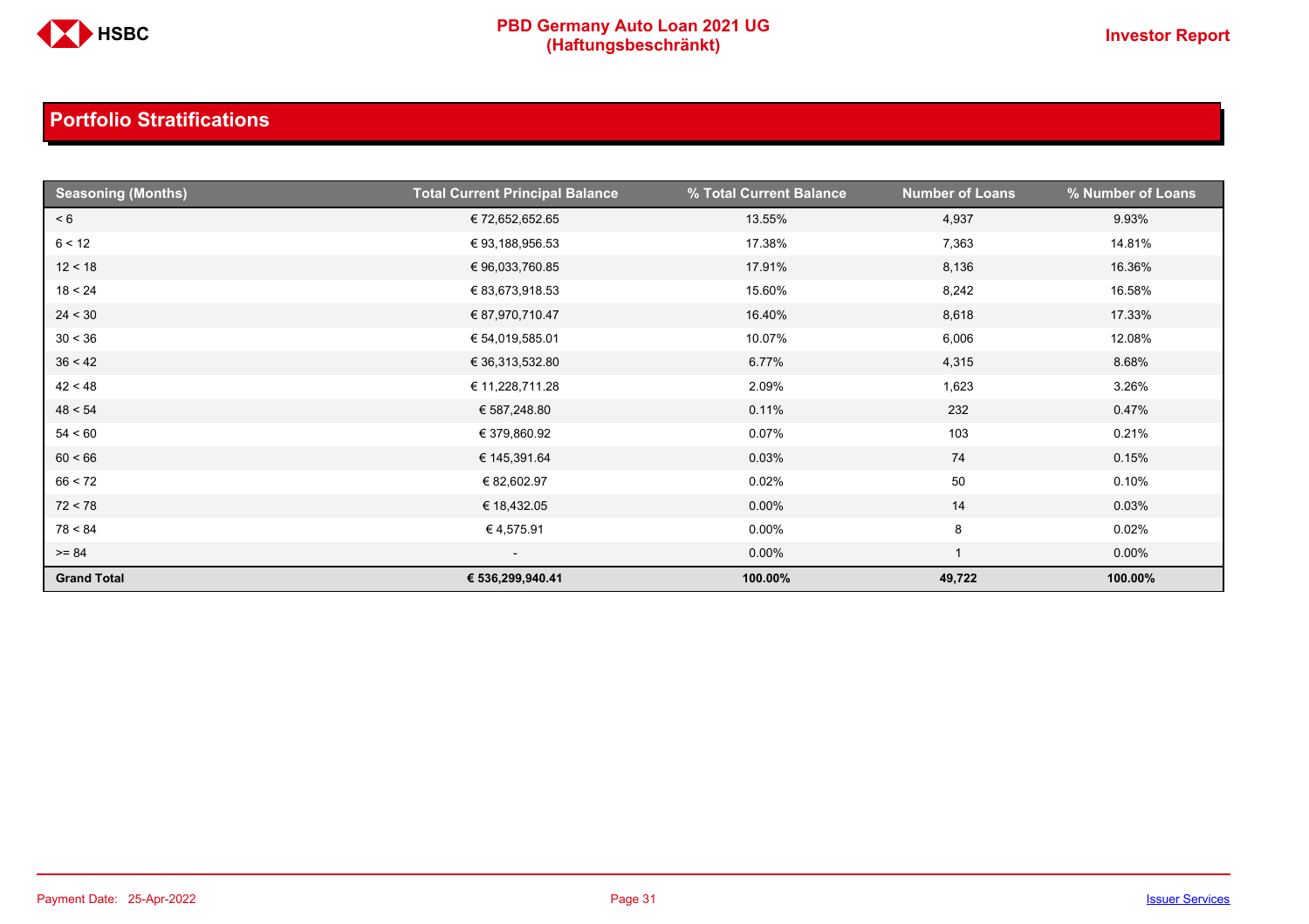## Portfolio Stratifications

| Seasoning (Months) | Total Current Principal Balance | % Total Current Balance | Number of Loans | % Number of Loans |
|---|---|---|---|---|
| < 6 | € 72,652,652.65 | 13.55% | 4,937 | 9.93% |
| 6 < 12 | € 93,188,956.53 | 17.38% | 7,363 | 14.81% |
| 12 < 18 | € 96,033,760.85 | 17.91% | 8,136 | 16.36% |
| 18 < 24 | € 83,673,918.53 | 15.60% | 8,242 | 16.58% |
| 24 < 30 | € 87,970,710.47 | 16.40% | 8,618 | 17.33% |
| 30 < 36 | € 54,019,585.01 | 10.07% | 6,006 | 12.08% |
| 36 < 42 | € 36,313,532.80 | 6.77% | 4,315 | 8.68% |
| 42 < 48 | € 11,228,711.28 | 2.09% | 1,623 | 3.26% |
| 48 < 54 | € 587,248.80 | 0.11% | 232 | 0.47% |
| 54 < 60 | € 379,860.92 | 0.07% | 103 | 0.21% |
| 60 < 66 | € 145,391.64 | 0.03% | 74 | 0.15% |
| 66 < 72 | € 82,602.97 | 0.02% | 50 | 0.10% |
| 72 < 78 | € 18,432.05 | 0.00% | 14 | 0.03% |
| 78 < 84 | € 4,575.91 | 0.00% | 8 | 0.02% |
| >= 84 | - | 0.00% | 1 | 0.00% |
| **Grand Total** | **€ 536,299,940.41** | **100.00%** | **49,722** | **100.00%** |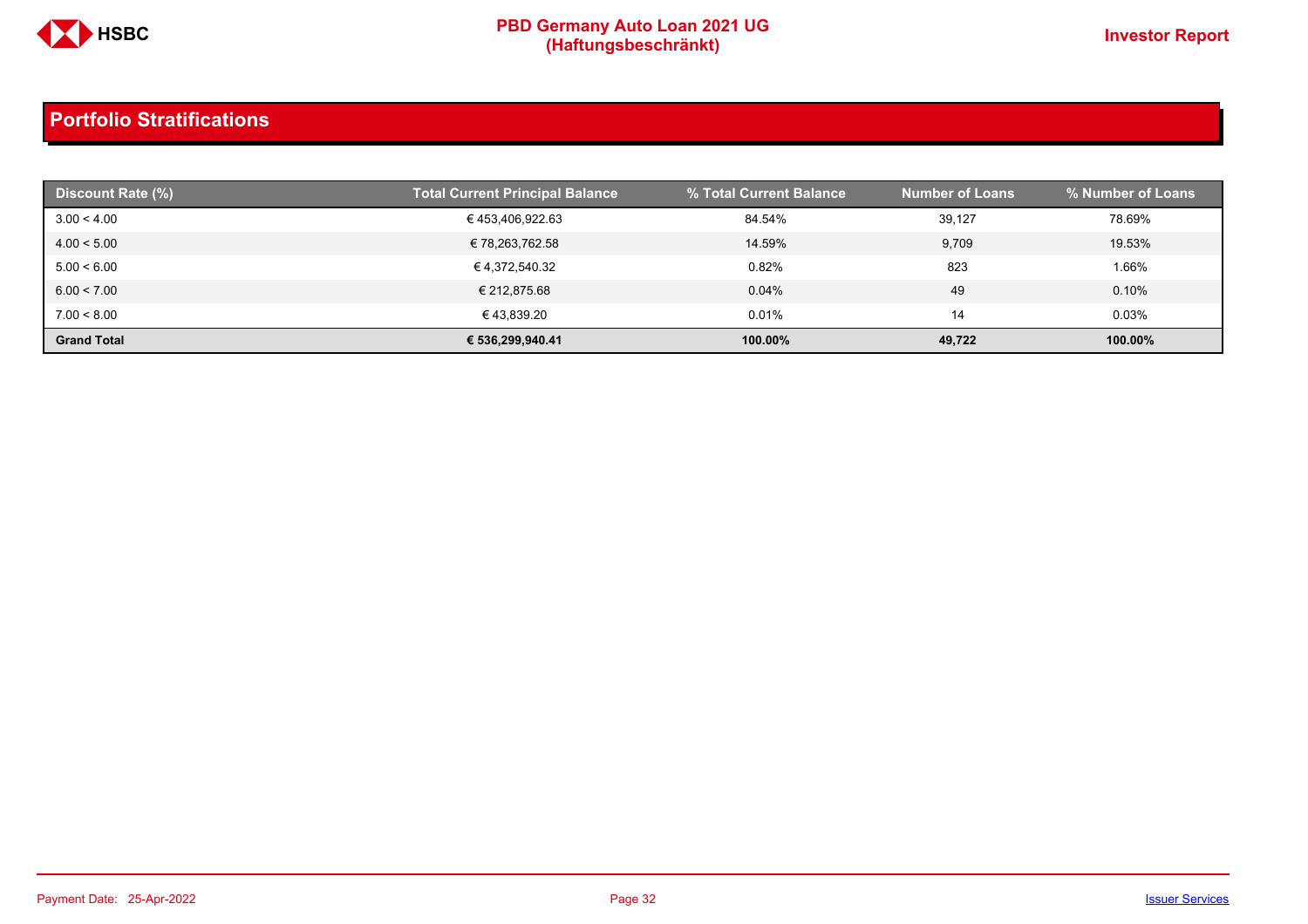## Portfolio Stratifications

| Discount Rate (%) | Total Current Principal Balance | % Total Current Balance | Number of Loans | % Number of Loans |
|---|---|---|---|---|
| 3.00 < 4.00 | € 453,406,922.63 | 84.54% | 39,127 | 78.69% |
| 4.00 < 5.00 | € 78,263,762.58 | 14.59% | 9,709 | 19.53% |
| 5.00 < 6.00 | € 4,372,540.32 | 0.82% | 823 | 1.66% |
| 6.00 < 7.00 | € 212,875.68 | 0.04% | 49 | 0.10% |
| 7.00 < 8.00 | € 43,839.20 | 0.01% | 14 | 0.03% |
| **Grand Total** | **€ 536,299,940.41** | **100.00%** | **49,722** | **100.00%** |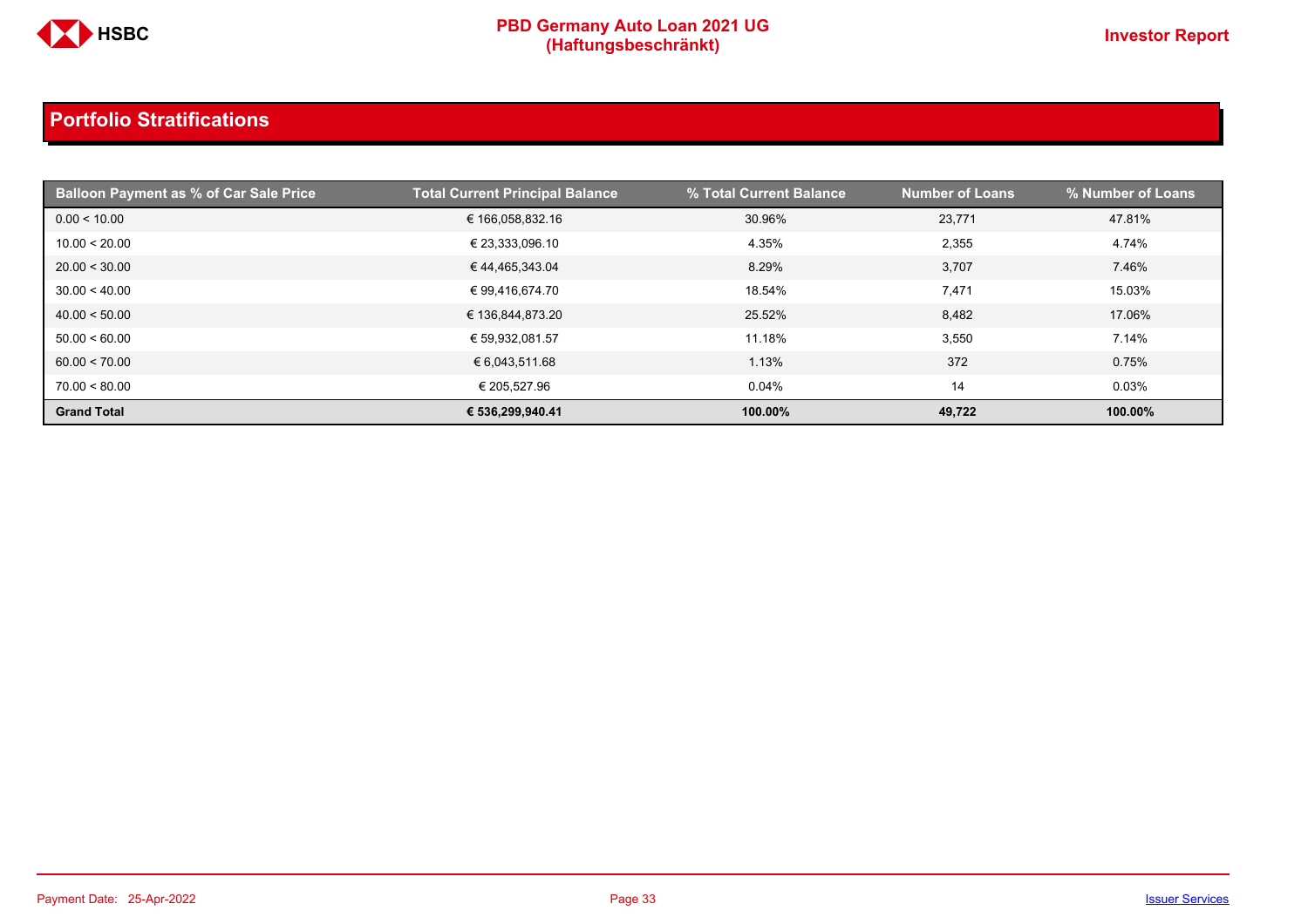## Portfolio Stratifications

| Balloon Payment as % of Car Sale Price | Total Current Principal Balance | % Total Current Balance | Number of Loans | % Number of Loans |
|---|---|---|---|---|
| 0.00 < 10.00 | € 166,058,832.16 | 30.96% | 23,771 | 47.81% |
| 10.00 < 20.00 | € 23,333,096.10 | 4.35% | 2,355 | 4.74% |
| 20.00 < 30.00 | € 44,465,343.04 | 8.29% | 3,707 | 7.46% |
| 30.00 < 40.00 | € 99,416,674.70 | 18.54% | 7,471 | 15.03% |
| 40.00 < 50.00 | € 136,844,873.20 | 25.52% | 8,482 | 17.06% |
| 50.00 < 60.00 | € 59,932,081.57 | 11.18% | 3,550 | 7.14% |
| 60.00 < 70.00 | € 6,043,511.68 | 1.13% | 372 | 0.75% |
| 70.00 < 80.00 | € 205,527.96 | 0.04% | 14 | 0.03% |
| **Grand Total** | **€ 536,299,940.41** | **100.00%** | **49,722** | **100.00%** |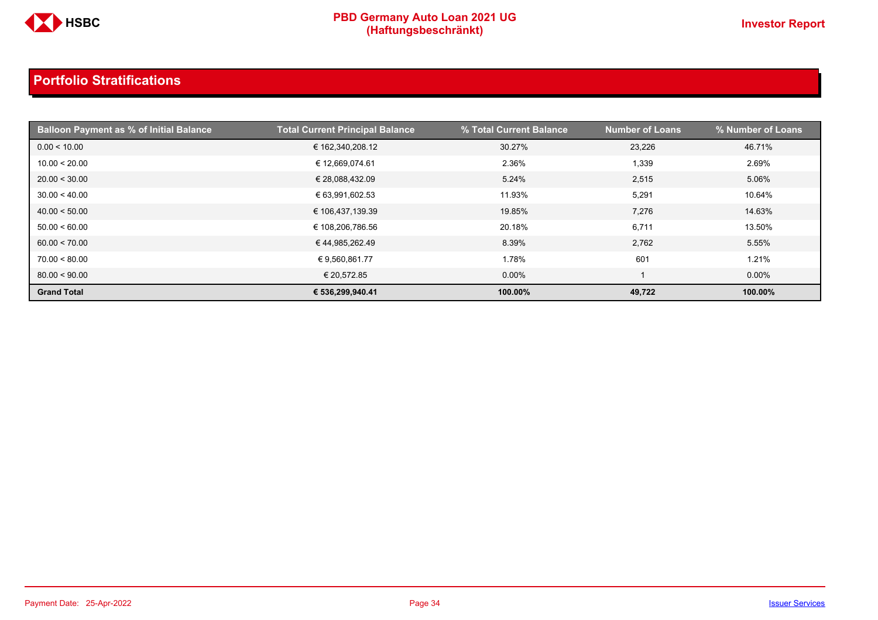## Portfolio Stratifications

| Balloon Payment as % of Initial Balance | Total Current Principal Balance | % Total Current Balance | Number of Loans | % Number of Loans |
|---|---|---|---|---|
| 0.00 < 10.00 | € 162,340,208.12 | 30.27% | 23,226 | 46.71% |
| 10.00 < 20.00 | € 12,669,074.61 | 2.36% | 1,339 | 2.69% |
| 20.00 < 30.00 | € 28,088,432.09 | 5.24% | 2,515 | 5.06% |
| 30.00 < 40.00 | € 63,991,602.53 | 11.93% | 5,291 | 10.64% |
| 40.00 < 50.00 | € 106,437,139.39 | 19.85% | 7,276 | 14.63% |
| 50.00 < 60.00 | € 108,206,786.56 | 20.18% | 6,711 | 13.50% |
| 60.00 < 70.00 | € 44,985,262.49 | 8.39% | 2,762 | 5.55% |
| 70.00 < 80.00 | € 9,560,861.77 | 1.78% | 601 | 1.21% |
| 80.00 < 90.00 | € 20,572.85 | 0.00% | 1 | 0.00% |
| **Grand Total** | **€ 536,299,940.41** | **100.00%** | **49,722** | **100.00%** |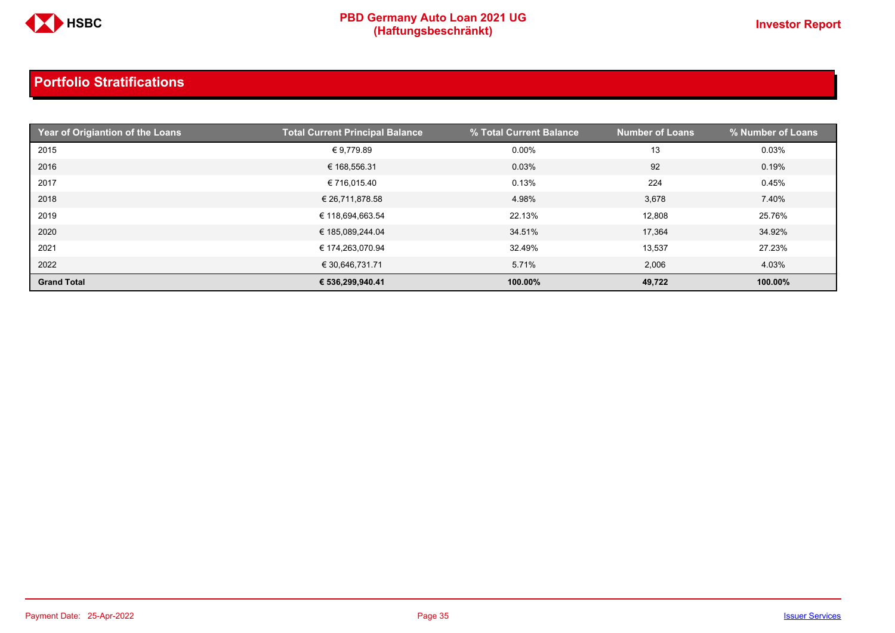## Portfolio Stratifications

| Year of Origiantion of the Loans | Total Current Principal Balance | % Total Current Balance | Number of Loans | % Number of Loans |
|---|---|---|---|---|
| 2015 | € 9,779.89 | 0.00% | 13 | 0.03% |
| 2016 | € 168,556.31 | 0.03% | 92 | 0.19% |
| 2017 | € 716,015.40 | 0.13% | 224 | 0.45% |
| 2018 | € 26,711,878.58 | 4.98% | 3,678 | 7.40% |
| 2019 | € 118,694,663.54 | 22.13% | 12,808 | 25.76% |
| 2020 | € 185,089,244.04 | 34.51% | 17,364 | 34.92% |
| 2021 | € 174,263,070.94 | 32.49% | 13,537 | 27.23% |
| 2022 | € 30,646,731.71 | 5.71% | 2,006 | 4.03% |
| **Grand Total** | **€ 536,299,940.41** | **100.00%** | **49,722** | **100.00%** |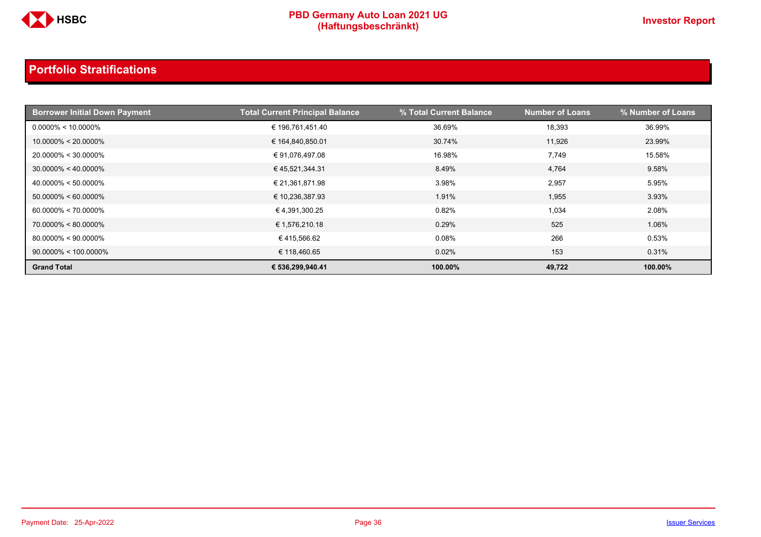## Portfolio Stratifications

| Borrower Initial Down Payment | Total Current Principal Balance | % Total Current Balance | Number of Loans | % Number of Loans |
|---|---|---|---|---|
| 0.0000% < 10.0000% | € 196,761,451.40 | 36.69% | 18,393 | 36.99% |
| 10.0000% < 20.0000% | € 164,840,850.01 | 30.74% | 11,926 | 23.99% |
| 20.0000% < 30.0000% | € 91,076,497.08 | 16.98% | 7,749 | 15.58% |
| 30.0000% < 40.0000% | € 45,521,344.31 | 8.49% | 4,764 | 9.58% |
| 40.0000% < 50.0000% | € 21,361,871.98 | 3.98% | 2,957 | 5.95% |
| 50.0000% < 60.0000% | € 10,236,387.93 | 1.91% | 1,955 | 3.93% |
| 60.0000% < 70.0000% | € 4,391,300.25 | 0.82% | 1,034 | 2.08% |
| 70.0000% < 80.0000% | € 1,576,210.18 | 0.29% | 525 | 1.06% |
| 80.0000% < 90.0000% | € 415,566.62 | 0.08% | 266 | 0.53% |
| 90.0000% < 100.0000% | € 118,460.65 | 0.02% | 153 | 0.31% |
| **Grand Total** | **€ 536,299,940.41** | **100.00%** | **49,722** | **100.00%** |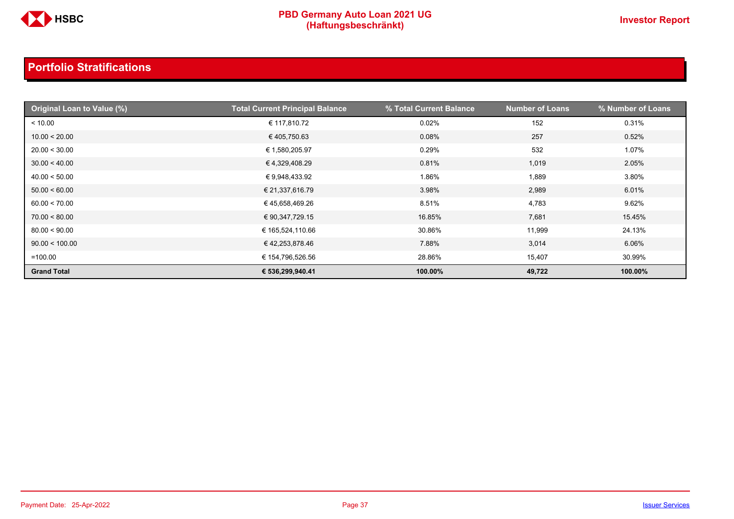## Portfolio Stratifications

| Original Loan to Value (%) | Total Current Principal Balance | % Total Current Balance | Number of Loans | % Number of Loans |
|---|---|---|---|---|
| < 10.00 | € 117,810.72 | 0.02% | 152 | 0.31% |
| 10.00 < 20.00 | € 405,750.63 | 0.08% | 257 | 0.52% |
| 20.00 < 30.00 | € 1,580,205.97 | 0.29% | 532 | 1.07% |
| 30.00 < 40.00 | € 4,329,408.29 | 0.81% | 1,019 | 2.05% |
| 40.00 < 50.00 | € 9,948,433.92 | 1.86% | 1,889 | 3.80% |
| 50.00 < 60.00 | € 21,337,616.79 | 3.98% | 2,989 | 6.01% |
| 60.00 < 70.00 | € 45,658,469.26 | 8.51% | 4,783 | 9.62% |
| 70.00 < 80.00 | € 90,347,729.15 | 16.85% | 7,681 | 15.45% |
| 80.00 < 90.00 | € 165,524,110.66 | 30.86% | 11,999 | 24.13% |
| 90.00 < 100.00 | € 42,253,878.46 | 7.88% | 3,014 | 6.06% |
| =100.00 | € 154,796,526.56 | 28.86% | 15,407 | 30.99% |
| **Grand Total** | **€ 536,299,940.41** | **100.00%** | **49,722** | **100.00%** |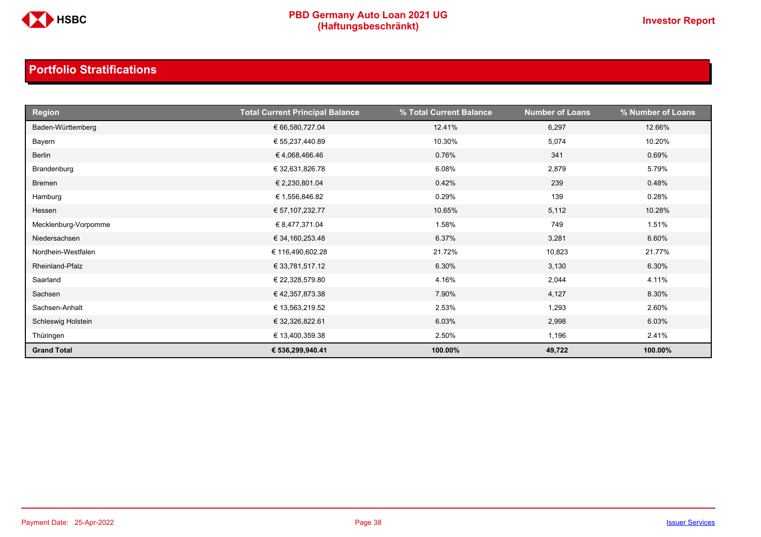## Portfolio Stratifications

| Region | Total Current Principal Balance | % Total Current Balance | Number of Loans | % Number of Loans |
|---|---|---|---|---|
| Baden-Württemberg | € 66,580,727.04 | 12.41% | 6,297 | 12.66% |
| Bayern | € 55,237,440.89 | 10.30% | 5,074 | 10.20% |
| Berlin | € 4,068,466.46 | 0.76% | 341 | 0.69% |
| Brandenburg | € 32,631,826.78 | 6.08% | 2,879 | 5.79% |
| Bremen | € 2,230,801.04 | 0.42% | 239 | 0.48% |
| Hamburg | € 1,556,846.82 | 0.29% | 139 | 0.28% |
| Hessen | € 57,107,232.77 | 10.65% | 5,112 | 10.28% |
| Mecklenburg-Vorpomme | € 8,477,371.04 | 1.58% | 749 | 1.51% |
| Niedersachsen | € 34,160,253.48 | 6.37% | 3,281 | 6.60% |
| Nordhein-Westfalen | € 116,490,602.28 | 21.72% | 10,823 | 21.77% |
| Rheinland-Pfalz | € 33,781,517.12 | 6.30% | 3,130 | 6.30% |
| Saarland | € 22,328,579.80 | 4.16% | 2,044 | 4.11% |
| Sachsen | € 42,357,873.38 | 7.90% | 4,127 | 8.30% |
| Sachsen-Anhalt | € 13,563,219.52 | 2.53% | 1,293 | 2.60% |
| Schleswig Holstein | € 32,326,822.61 | 6.03% | 2,998 | 6.03% |
| Thüringen | € 13,400,359.38 | 2.50% | 1,196 | 2.41% |
| **Grand Total** | **€ 536,299,940.41** | **100.00%** | **49,722** | **100.00%** |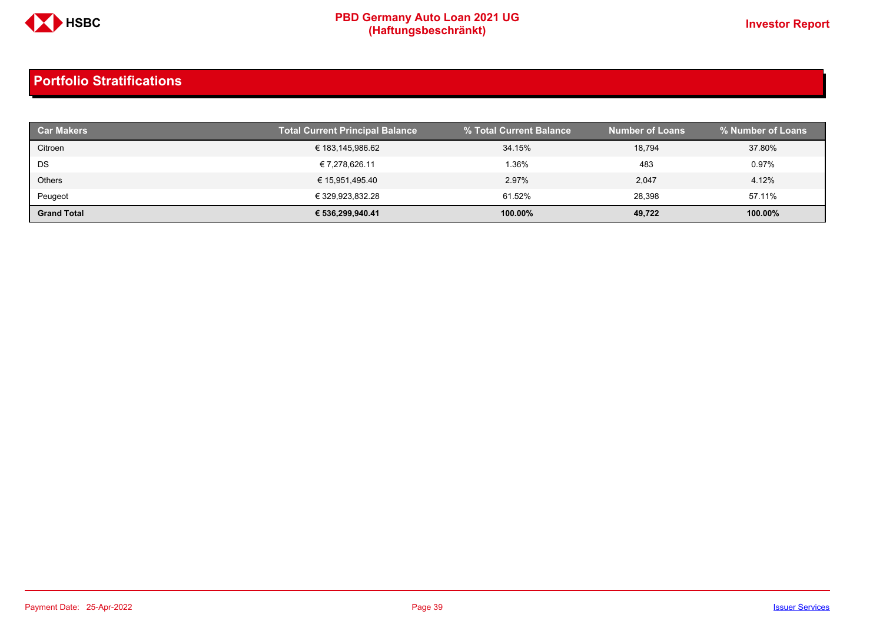## Portfolio Stratifications

| Car Makers | Total Current Principal Balance | % Total Current Balance | Number of Loans | % Number of Loans |
|---|---|---|---|---|
| Citroen | € 183,145,986.62 | 34.15% | 18,794 | 37.80% |
| DS | € 7,278,626.11 | 1.36% | 483 | 0.97% |
| Others | € 15,951,495.40 | 2.97% | 2,047 | 4.12% |
| Peugeot | € 329,923,832.28 | 61.52% | 28,398 | 57.11% |
| **Grand Total** | **€ 536,299,940.41** | **100.00%** | **49,722** | **100.00%** |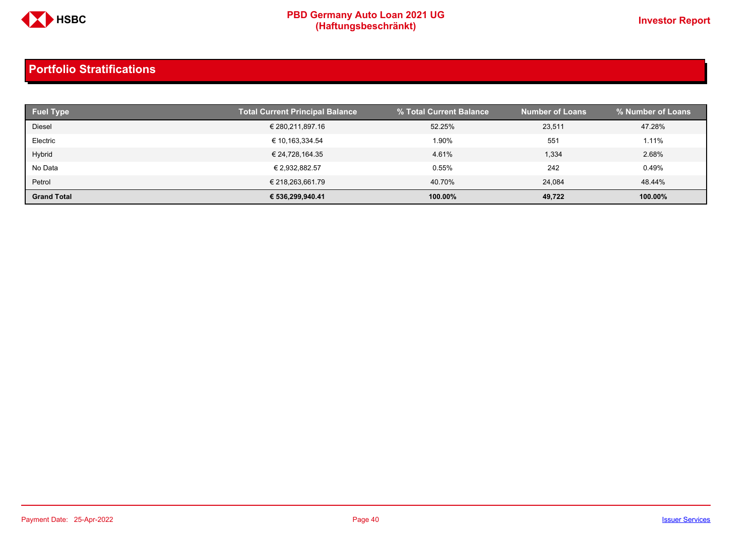## Portfolio Stratifications

| Fuel Type | Total Current Principal Balance | % Total Current Balance | Number of Loans | % Number of Loans |
|---|---|---|---|---|
| Diesel | € 280,211,897.16 | 52.25% | 23,511 | 47.28% |
| Electric | € 10,163,334.54 | 1.90% | 551 | 1.11% |
| Hybrid | € 24,728,164.35 | 4.61% | 1,334 | 2.68% |
| No Data | € 2,932,882.57 | 0.55% | 242 | 0.49% |
| Petrol | € 218,263,661.79 | 40.70% | 24,084 | 48.44% |
| **Grand Total** | **€ 536,299,940.41** | **100.00%** | **49,722** | **100.00%** |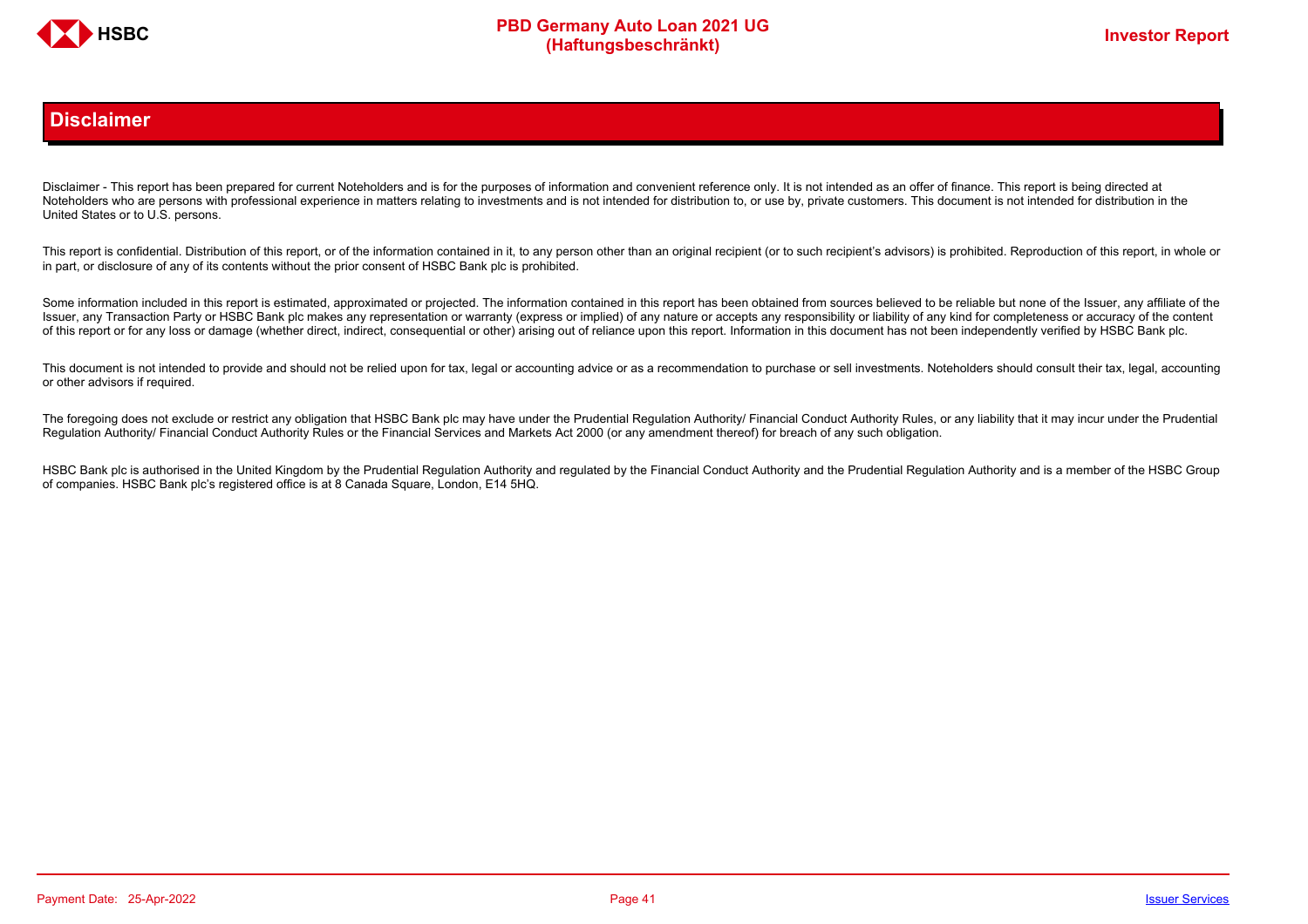## Disclaimer

Disclaimer - This report has been prepared for current Noteholders and is for the purposes of information and convenient reference only. It is not intended as an offer of finance. This report is being directed at Noteholders who are persons with professional experience in matters relating to investments and is not intended for distribution to, or use by, private customers. This document is not intended for distribution in the United States or to U.S. persons.

This report is confidential. Distribution of this report, or of the information contained in it, to any person other than an original recipient (or to such recipient's advisors) is prohibited. Reproduction of this report, in whole or in part, or disclosure of any of its contents without the prior consent of HSBC Bank plc is prohibited.

Some information included in this report is estimated, approximated or projected. The information contained in this report has been obtained from sources believed to be reliable but none of the Issuer, any affiliate of the Issuer, any Transaction Party or HSBC Bank plc makes any representation or warranty (express or implied) of any nature or accepts any responsibility or liability of any kind for completeness or accuracy of the content of this report or for any loss or damage (whether direct, indirect, consequential or other) arising out of reliance upon this report. Information in this document has not been independently verified by HSBC Bank plc.

This document is not intended to provide and should not be relied upon for tax, legal or accounting advice or as a recommendation to purchase or sell investments. Noteholders should consult their tax, legal, accounting or other advisors if required.

The foregoing does not exclude or restrict any obligation that HSBC Bank plc may have under the Prudential Regulation Authority/ Financial Conduct Authority Rules, or any liability that it may incur under the Prudential Regulation Authority/ Financial Conduct Authority Rules or the Financial Services and Markets Act 2000 (or any amendment thereof) for breach of any such obligation.

HSBC Bank plc is authorised in the United Kingdom by the Prudential Regulation Authority and regulated by the Financial Conduct Authority and the Prudential Regulation Authority and is a member of the HSBC Group of companies. HSBC Bank plc's registered office is at 8 Canada Square, London, E14 5HQ.